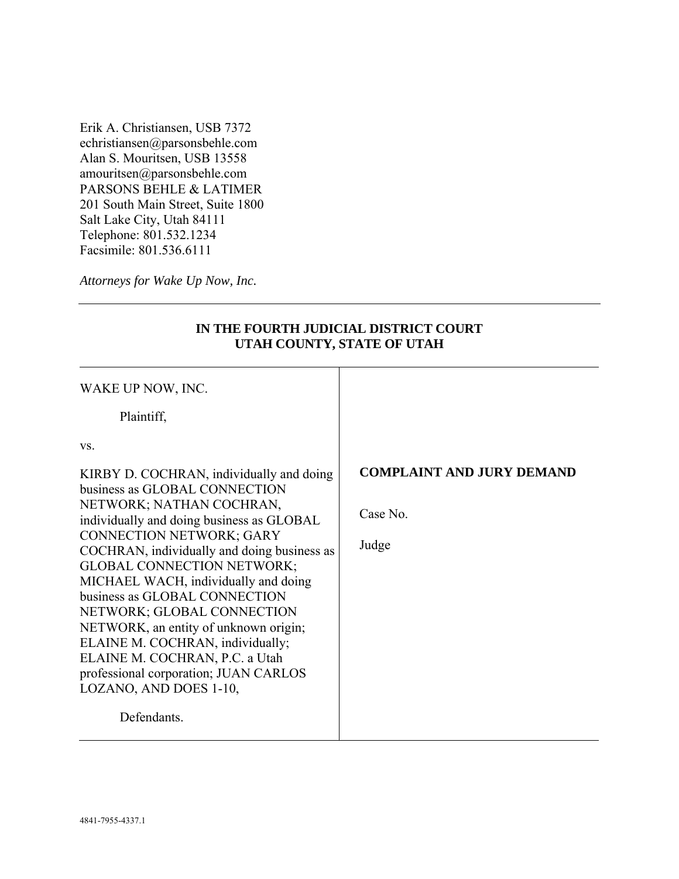Erik A. Christiansen, USB 7372
echristiansen@parsonsbehle.com
Alan S. Mouritsen, USB 13558
amouritsen@parsonsbehle.com
PARSONS BEHLE & LATIMER
201 South Main Street, Suite 1800
Salt Lake City, Utah 84111
Telephone: 801.532.1234
Facsimile: 801.536.6111

*Attorneys for Wake Up Now, Inc.*

---

**IN THE FOURTH JUDICIAL DISTRICT COURT**
**UTAH COUNTY, STATE OF UTAH**

| | |
|---|---|
| WAKE UP NOW, INC.<br><br>Plaintiff,<br><br>vs.<br><br>KIRBY D. COCHRAN, individually and doing business as GLOBAL CONNECTION NETWORK; NATHAN COCHRAN, individually and doing business as GLOBAL CONNECTION NETWORK; GARY COCHRAN, individually and doing business as GLOBAL CONNECTION NETWORK; MICHAEL WACH, individually and doing business as GLOBAL CONNECTION NETWORK; GLOBAL CONNECTION NETWORK, an entity of unknown origin; ELAINE M. COCHRAN, individually; ELAINE M. COCHRAN, P.C. a Utah professional corporation; JUAN CARLOS LOZANO, AND DOES 1-10,<br><br>Defendants. | **COMPLAINT AND JURY DEMAND**<br><br>Case No.<br><br>Judge |

4841-7955-4337.1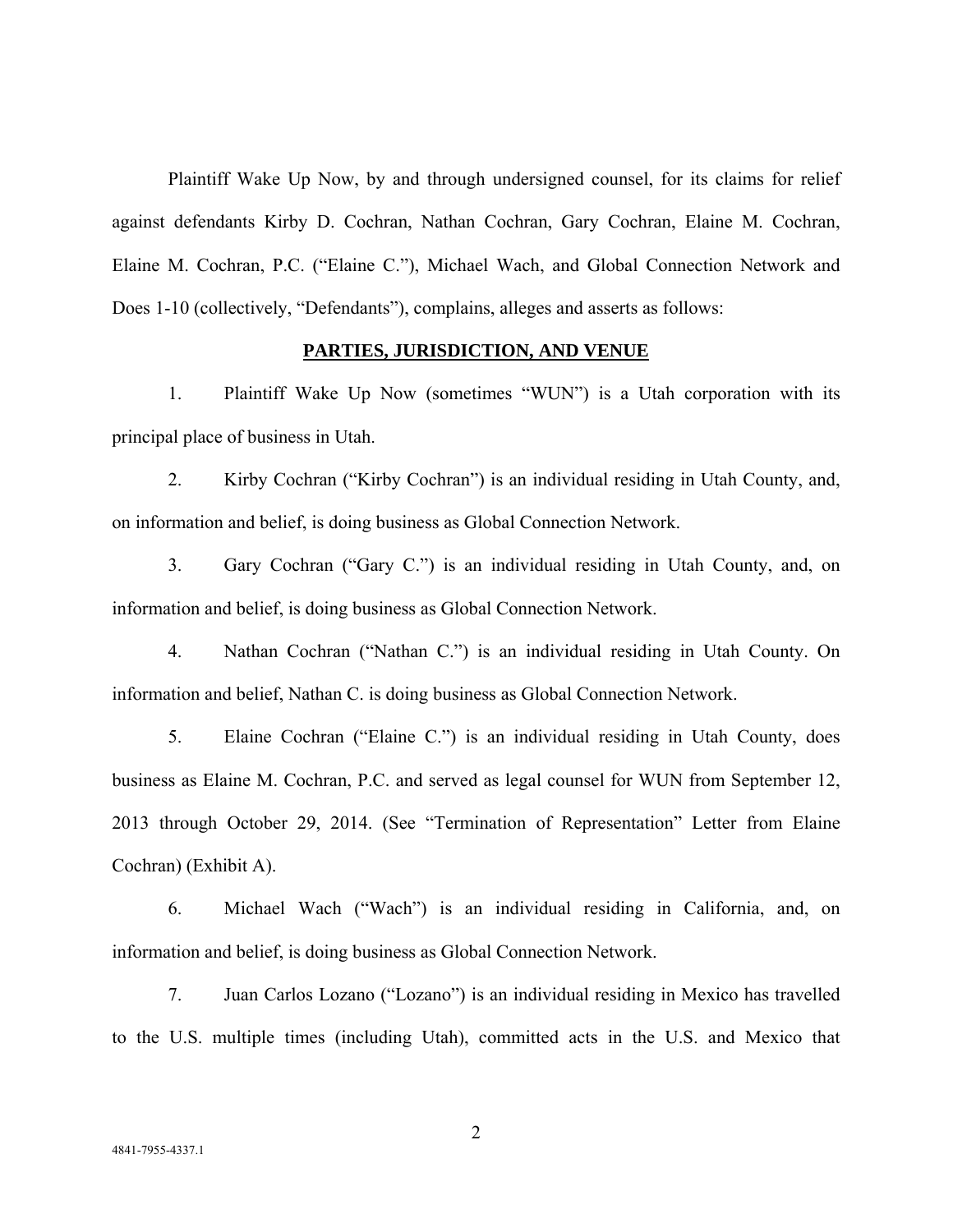Plaintiff Wake Up Now, by and through undersigned counsel, for its claims for relief against defendants Kirby D. Cochran, Nathan Cochran, Gary Cochran, Elaine M. Cochran, Elaine M. Cochran, P.C. ("Elaine C."), Michael Wach, and Global Connection Network and Does 1-10 (collectively, "Defendants"), complains, alleges and asserts as follows:

## PARTIES, JURISDICTION, AND VENUE

1. Plaintiff Wake Up Now (sometimes "WUN") is a Utah corporation with its principal place of business in Utah.

2. Kirby Cochran ("Kirby Cochran") is an individual residing in Utah County, and, on information and belief, is doing business as Global Connection Network.

3. Gary Cochran ("Gary C.") is an individual residing in Utah County, and, on information and belief, is doing business as Global Connection Network.

4. Nathan Cochran ("Nathan C.") is an individual residing in Utah County. On information and belief, Nathan C. is doing business as Global Connection Network.

5. Elaine Cochran ("Elaine C.") is an individual residing in Utah County, does business as Elaine M. Cochran, P.C. and served as legal counsel for WUN from September 12, 2013 through October 29, 2014. (See "Termination of Representation" Letter from Elaine Cochran) (Exhibit A).

6. Michael Wach ("Wach") is an individual residing in California, and, on information and belief, is doing business as Global Connection Network.

7. Juan Carlos Lozano ("Lozano") is an individual residing in Mexico has travelled to the U.S. multiple times (including Utah), committed acts in the U.S. and Mexico that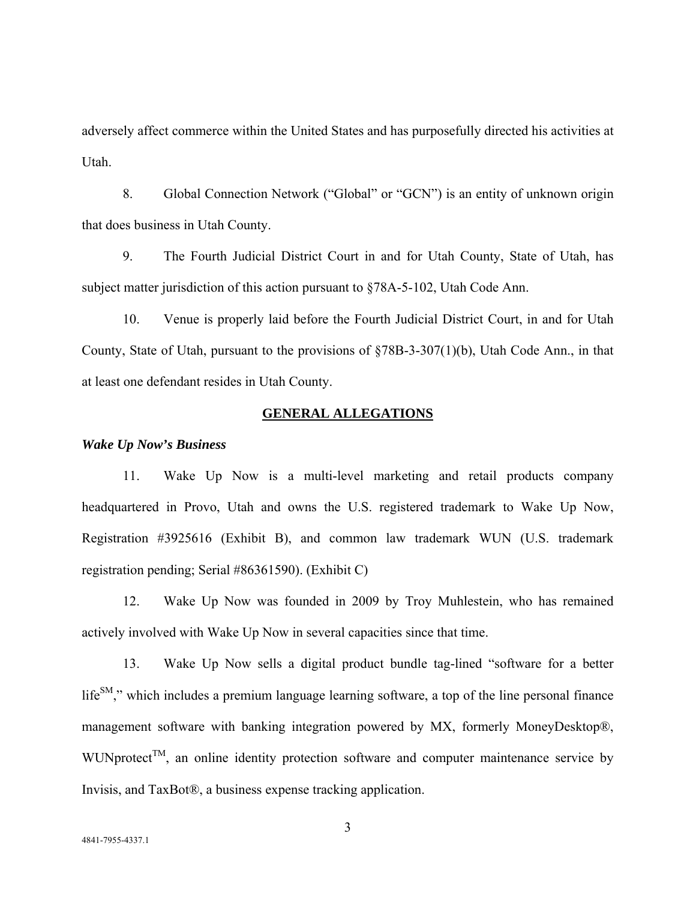adversely affect commerce within the United States and has purposefully directed his activities at Utah.

8. Global Connection Network ("Global" or "GCN") is an entity of unknown origin that does business in Utah County.

9. The Fourth Judicial District Court in and for Utah County, State of Utah, has subject matter jurisdiction of this action pursuant to §78A-5-102, Utah Code Ann.

10. Venue is properly laid before the Fourth Judicial District Court, in and for Utah County, State of Utah, pursuant to the provisions of §78B-3-307(1)(b), Utah Code Ann., in that at least one defendant resides in Utah County.

## GENERAL ALLEGATIONS

***Wake Up Now's Business***

11. Wake Up Now is a multi-level marketing and retail products company headquartered in Provo, Utah and owns the U.S. registered trademark to Wake Up Now, Registration #3925616 (Exhibit B), and common law trademark WUN (U.S. trademark registration pending; Serial #86361590). (Exhibit C)

12. Wake Up Now was founded in 2009 by Troy Muhlestein, who has remained actively involved with Wake Up Now in several capacities since that time.

13. Wake Up Now sells a digital product bundle tag-lined "software for a better life℠," which includes a premium language learning software, a top of the line personal finance management software with banking integration powered by MX, formerly MoneyDesktop®, WUNprotect™, an online identity protection software and computer maintenance service by Invisis, and TaxBot®, a business expense tracking application.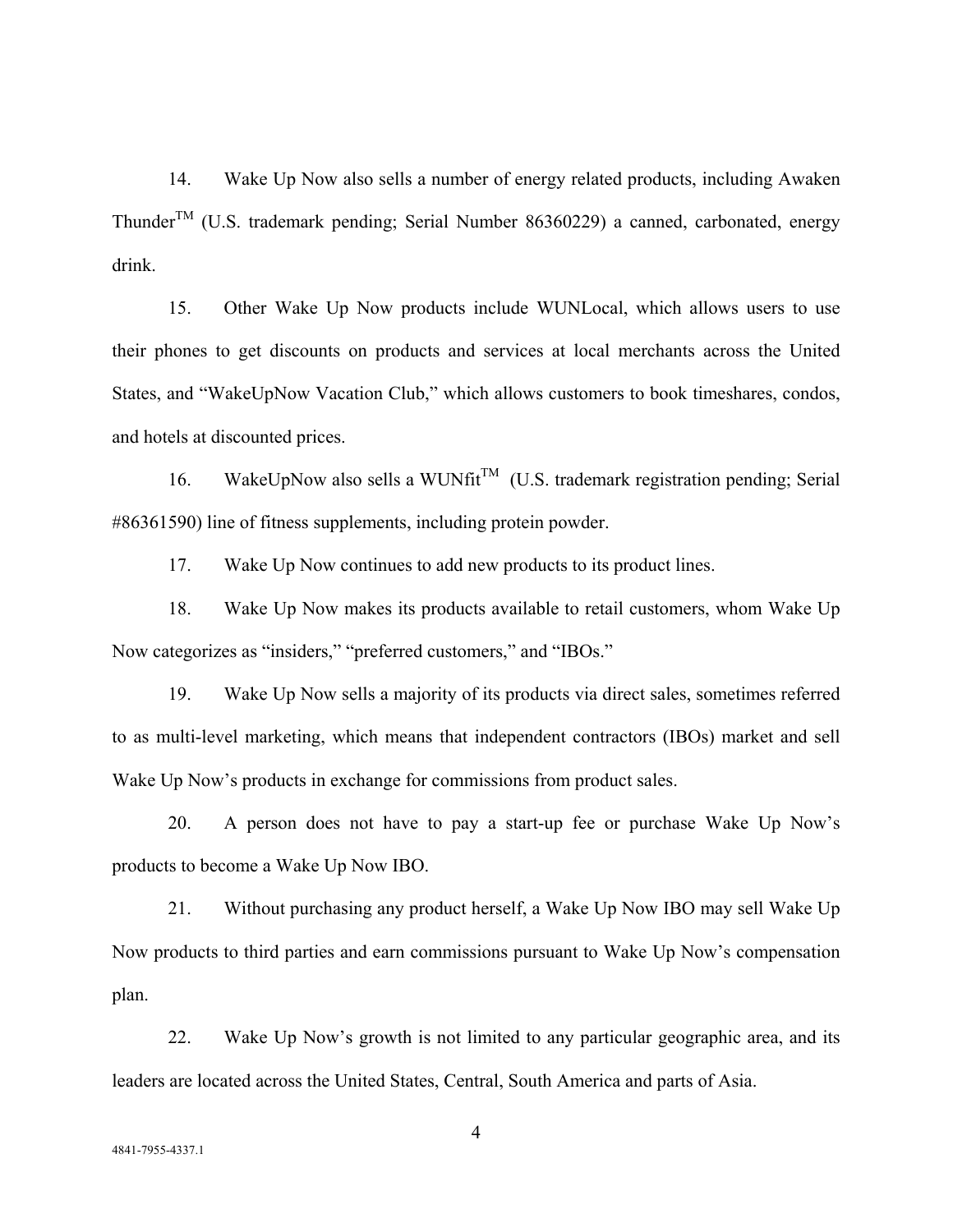14. Wake Up Now also sells a number of energy related products, including Awaken Thunder™ (U.S. trademark pending; Serial Number 86360229) a canned, carbonated, energy drink.

15. Other Wake Up Now products include WUNLocal, which allows users to use their phones to get discounts on products and services at local merchants across the United States, and "WakeUpNow Vacation Club," which allows customers to book timeshares, condos, and hotels at discounted prices.

16. WakeUpNow also sells a WUNfit™ (U.S. trademark registration pending; Serial #86361590) line of fitness supplements, including protein powder.

17. Wake Up Now continues to add new products to its product lines.

18. Wake Up Now makes its products available to retail customers, whom Wake Up Now categorizes as "insiders," "preferred customers," and "IBOs."

19. Wake Up Now sells a majority of its products via direct sales, sometimes referred to as multi-level marketing, which means that independent contractors (IBOs) market and sell Wake Up Now's products in exchange for commissions from product sales.

20. A person does not have to pay a start-up fee or purchase Wake Up Now's products to become a Wake Up Now IBO.

21. Without purchasing any product herself, a Wake Up Now IBO may sell Wake Up Now products to third parties and earn commissions pursuant to Wake Up Now's compensation plan.

22. Wake Up Now's growth is not limited to any particular geographic area, and its leaders are located across the United States, Central, South America and parts of Asia.

4841-7955-4337.1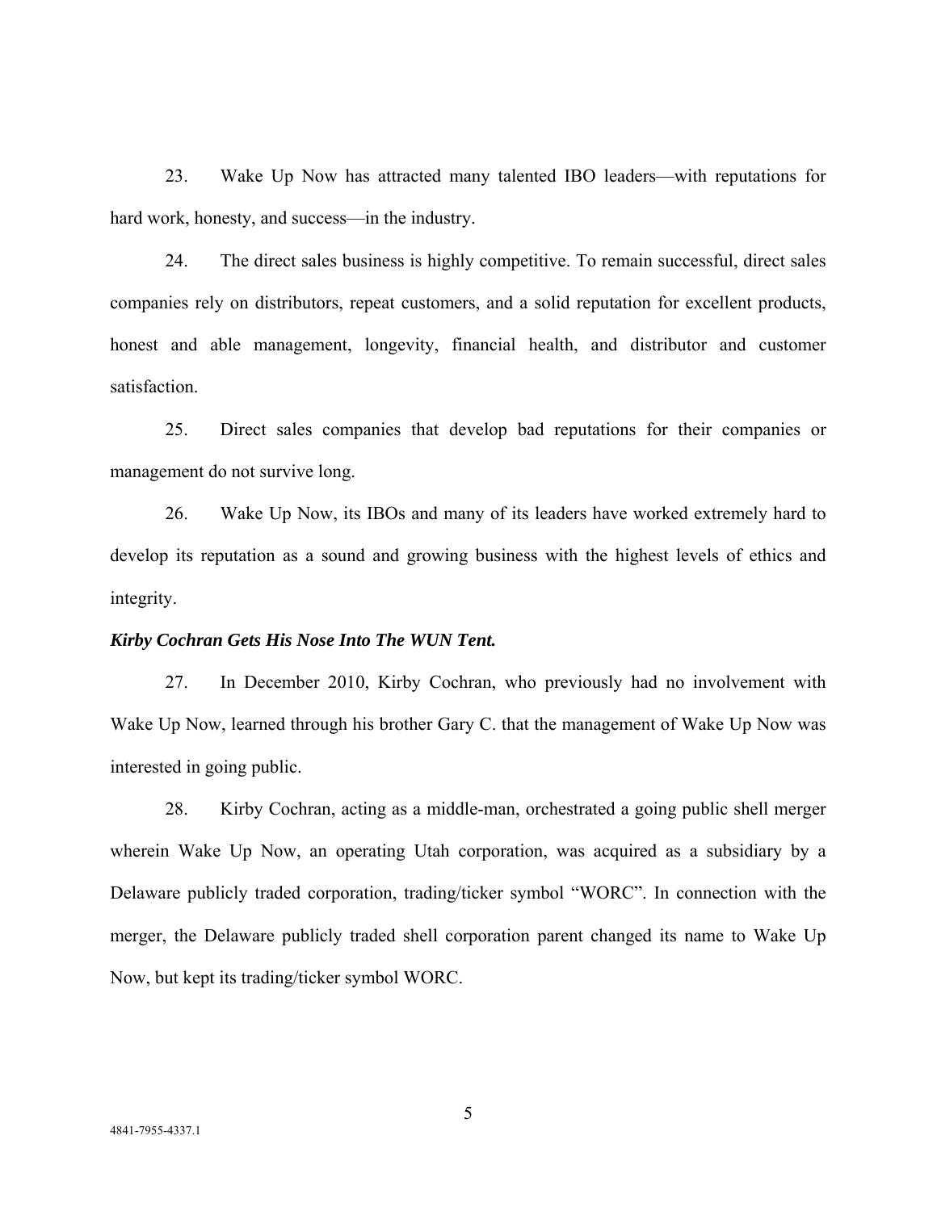23. Wake Up Now has attracted many talented IBO leaders—with reputations for hard work, honesty, and success—in the industry.

24. The direct sales business is highly competitive. To remain successful, direct sales companies rely on distributors, repeat customers, and a solid reputation for excellent products, honest and able management, longevity, financial health, and distributor and customer satisfaction.

25. Direct sales companies that develop bad reputations for their companies or management do not survive long.

26. Wake Up Now, its IBOs and many of its leaders have worked extremely hard to develop its reputation as a sound and growing business with the highest levels of ethics and integrity.

***Kirby Cochran Gets His Nose Into The WUN Tent.***

27. In December 2010, Kirby Cochran, who previously had no involvement with Wake Up Now, learned through his brother Gary C. that the management of Wake Up Now was interested in going public.

28. Kirby Cochran, acting as a middle-man, orchestrated a going public shell merger wherein Wake Up Now, an operating Utah corporation, was acquired as a subsidiary by a Delaware publicly traded corporation, trading/ticker symbol "WORC". In connection with the merger, the Delaware publicly traded shell corporation parent changed its name to Wake Up Now, but kept its trading/ticker symbol WORC.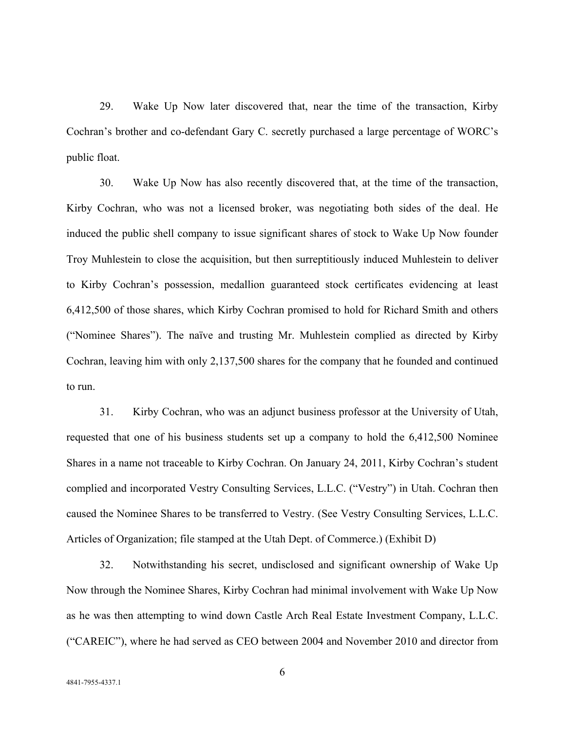29. Wake Up Now later discovered that, near the time of the transaction, Kirby Cochran's brother and co-defendant Gary C. secretly purchased a large percentage of WORC's public float.

30. Wake Up Now has also recently discovered that, at the time of the transaction, Kirby Cochran, who was not a licensed broker, was negotiating both sides of the deal. He induced the public shell company to issue significant shares of stock to Wake Up Now founder Troy Muhlestein to close the acquisition, but then surreptitiously induced Muhlestein to deliver to Kirby Cochran's possession, medallion guaranteed stock certificates evidencing at least 6,412,500 of those shares, which Kirby Cochran promised to hold for Richard Smith and others ("Nominee Shares"). The naïve and trusting Mr. Muhlestein complied as directed by Kirby Cochran, leaving him with only 2,137,500 shares for the company that he founded and continued to run.

31. Kirby Cochran, who was an adjunct business professor at the University of Utah, requested that one of his business students set up a company to hold the 6,412,500 Nominee Shares in a name not traceable to Kirby Cochran. On January 24, 2011, Kirby Cochran's student complied and incorporated Vestry Consulting Services, L.L.C. ("Vestry") in Utah. Cochran then caused the Nominee Shares to be transferred to Vestry. (See Vestry Consulting Services, L.L.C. Articles of Organization; file stamped at the Utah Dept. of Commerce.) (Exhibit D)

32. Notwithstanding his secret, undisclosed and significant ownership of Wake Up Now through the Nominee Shares, Kirby Cochran had minimal involvement with Wake Up Now as he was then attempting to wind down Castle Arch Real Estate Investment Company, L.L.C. ("CAREIC"), where he had served as CEO between 2004 and November 2010 and director from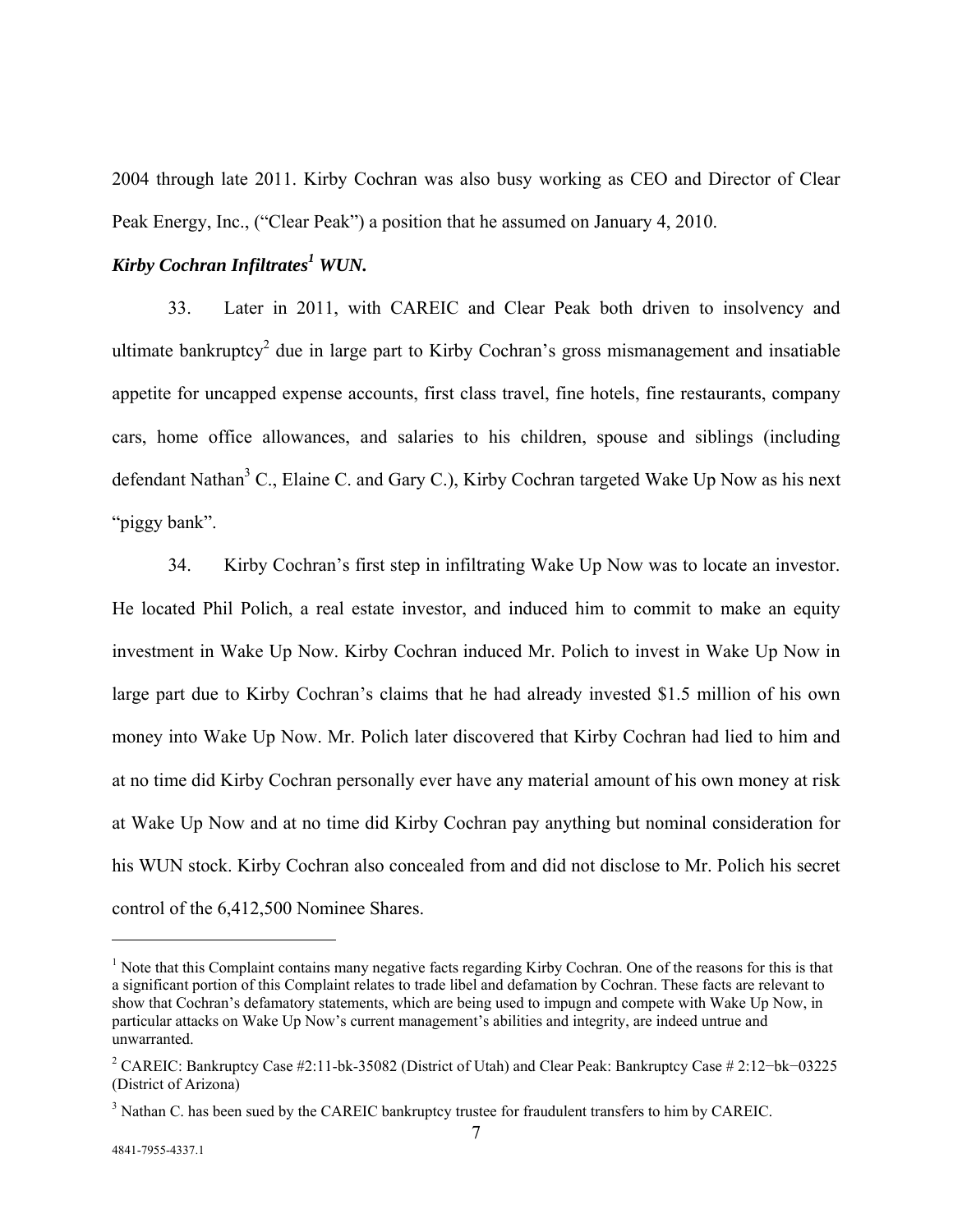2004 through late 2011. Kirby Cochran was also busy working as CEO and Director of Clear Peak Energy, Inc., ("Clear Peak") a position that he assumed on January 4, 2010.

***Kirby Cochran Infiltrates[1] WUN.***

33. Later in 2011, with CAREIC and Clear Peak both driven to insolvency and ultimate bankruptcy[2] due in large part to Kirby Cochran's gross mismanagement and insatiable appetite for uncapped expense accounts, first class travel, fine hotels, fine restaurants, company cars, home office allowances, and salaries to his children, spouse and siblings (including defendant Nathan[3] C., Elaine C. and Gary C.), Kirby Cochran targeted Wake Up Now as his next "piggy bank".

34. Kirby Cochran's first step in infiltrating Wake Up Now was to locate an investor. He located Phil Polich, a real estate investor, and induced him to commit to make an equity investment in Wake Up Now. Kirby Cochran induced Mr. Polich to invest in Wake Up Now in large part due to Kirby Cochran's claims that he had already invested $1.5 million of his own money into Wake Up Now. Mr. Polich later discovered that Kirby Cochran had lied to him and at no time did Kirby Cochran personally ever have any material amount of his own money at risk at Wake Up Now and at no time did Kirby Cochran pay anything but nominal consideration for his WUN stock. Kirby Cochran also concealed from and did not disclose to Mr. Polich his secret control of the 6,412,500 Nominee Shares.

---

[1] Note that this Complaint contains many negative facts regarding Kirby Cochran. One of the reasons for this is that a significant portion of this Complaint relates to trade libel and defamation by Cochran. These facts are relevant to show that Cochran's defamatory statements, which are being used to impugn and compete with Wake Up Now, in particular attacks on Wake Up Now's current management's abilities and integrity, are indeed untrue and unwarranted.

[2] CAREIC: Bankruptcy Case #2:11-bk-35082 (District of Utah) and Clear Peak: Bankruptcy Case # 2:12−bk−03225 (District of Arizona)

[3] Nathan C. has been sued by the CAREIC bankruptcy trustee for fraudulent transfers to him by CAREIC.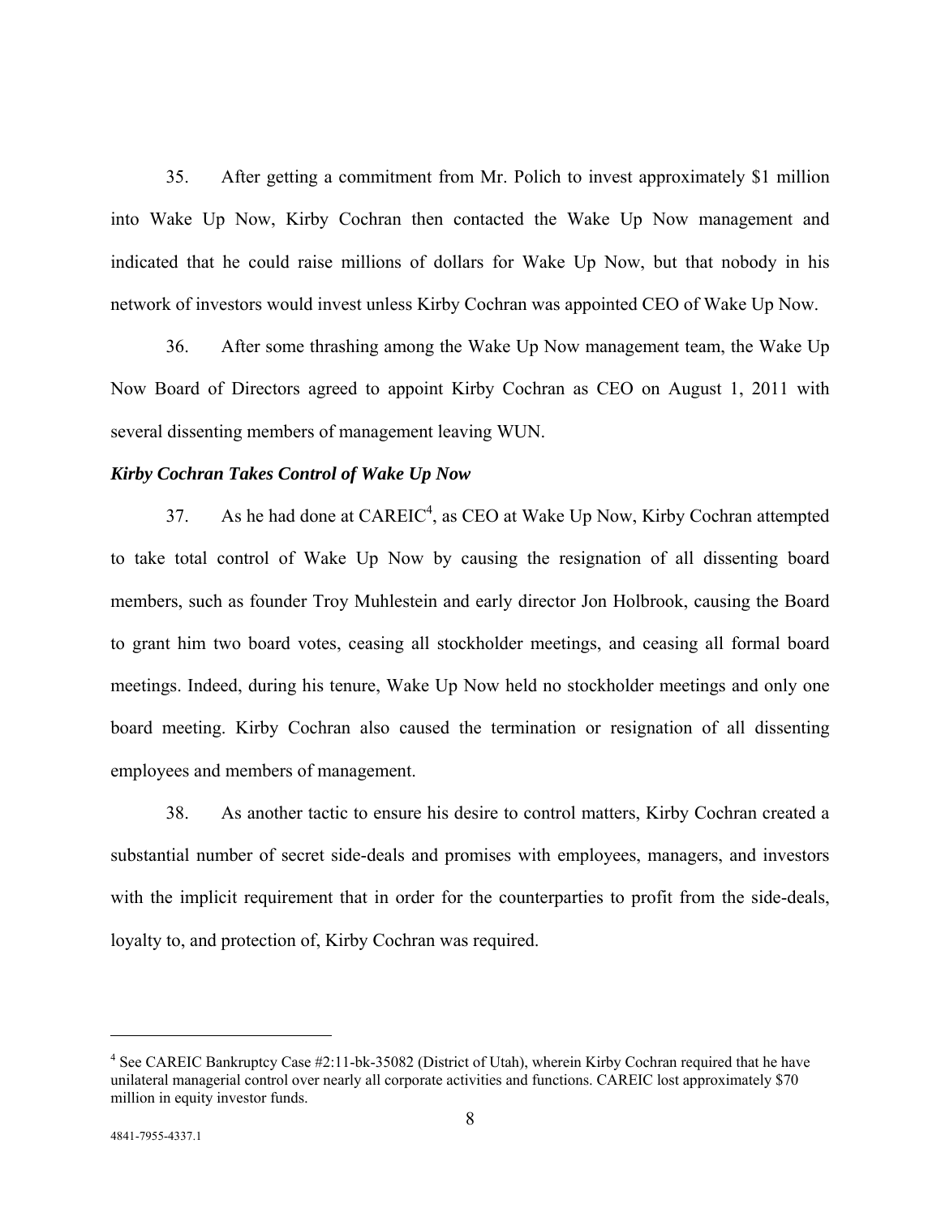35. After getting a commitment from Mr. Polich to invest approximately \$1 million into Wake Up Now, Kirby Cochran then contacted the Wake Up Now management and indicated that he could raise millions of dollars for Wake Up Now, but that nobody in his network of investors would invest unless Kirby Cochran was appointed CEO of Wake Up Now.

36. After some thrashing among the Wake Up Now management team, the Wake Up Now Board of Directors agreed to appoint Kirby Cochran as CEO on August 1, 2011 with several dissenting members of management leaving WUN.

***Kirby Cochran Takes Control of Wake Up Now***

37. As he had done at CAREIC[4], as CEO at Wake Up Now, Kirby Cochran attempted to take total control of Wake Up Now by causing the resignation of all dissenting board members, such as founder Troy Muhlestein and early director Jon Holbrook, causing the Board to grant him two board votes, ceasing all stockholder meetings, and ceasing all formal board meetings. Indeed, during his tenure, Wake Up Now held no stockholder meetings and only one board meeting. Kirby Cochran also caused the termination or resignation of all dissenting employees and members of management.

38. As another tactic to ensure his desire to control matters, Kirby Cochran created a substantial number of secret side-deals and promises with employees, managers, and investors with the implicit requirement that in order for the counterparties to profit from the side-deals, loyalty to, and protection of, Kirby Cochran was required.

---

[4] See CAREIC Bankruptcy Case #2:11-bk-35082 (District of Utah), wherein Kirby Cochran required that he have unilateral managerial control over nearly all corporate activities and functions. CAREIC lost approximately \$70 million in equity investor funds.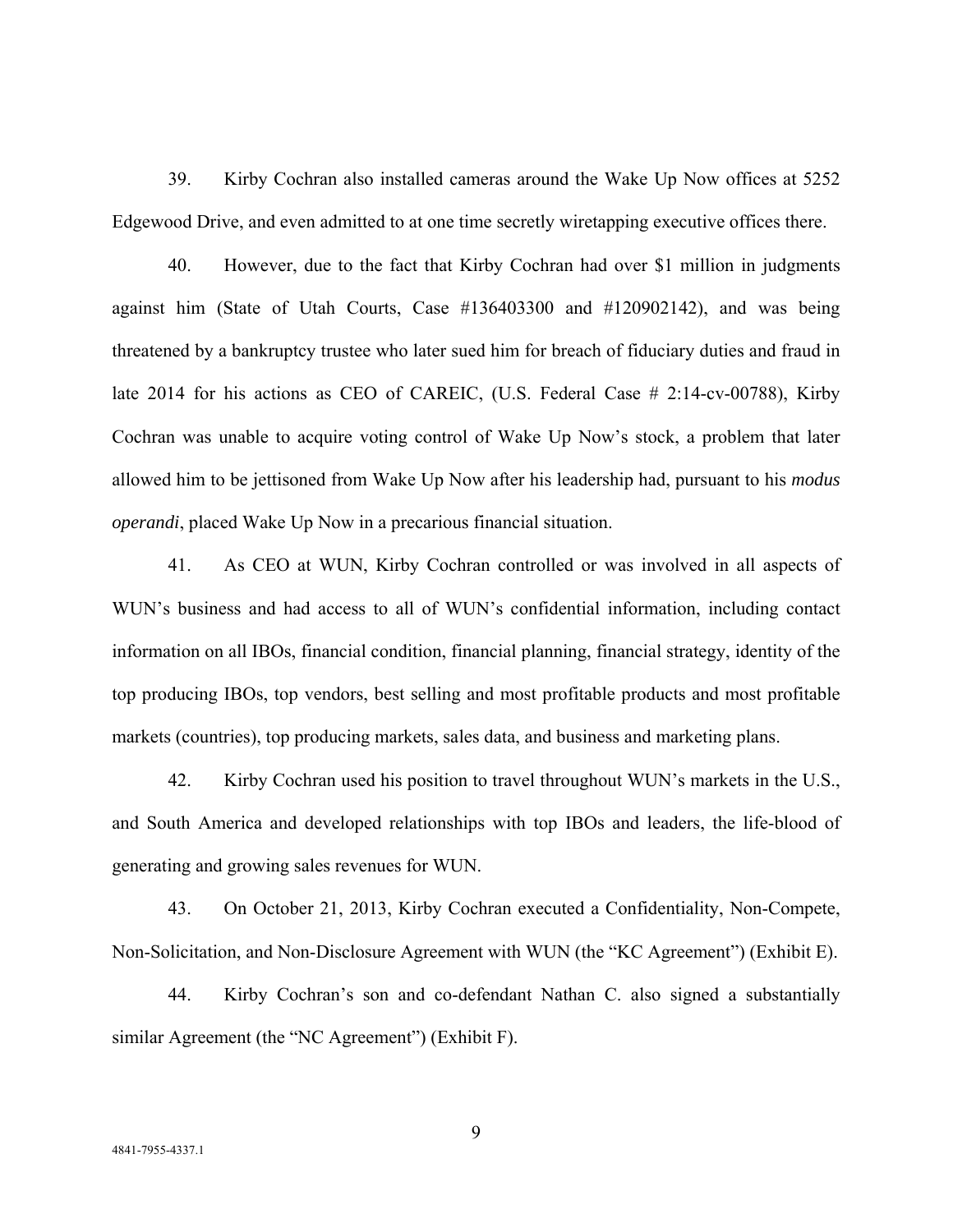39. Kirby Cochran also installed cameras around the Wake Up Now offices at 5252 Edgewood Drive, and even admitted to at one time secretly wiretapping executive offices there.

40. However, due to the fact that Kirby Cochran had over $1 million in judgments against him (State of Utah Courts, Case #136403300 and #120902142), and was being threatened by a bankruptcy trustee who later sued him for breach of fiduciary duties and fraud in late 2014 for his actions as CEO of CAREIC, (U.S. Federal Case # 2:14-cv-00788), Kirby Cochran was unable to acquire voting control of Wake Up Now's stock, a problem that later allowed him to be jettisoned from Wake Up Now after his leadership had, pursuant to his *modus operandi*, placed Wake Up Now in a precarious financial situation.

41. As CEO at WUN, Kirby Cochran controlled or was involved in all aspects of WUN's business and had access to all of WUN's confidential information, including contact information on all IBOs, financial condition, financial planning, financial strategy, identity of the top producing IBOs, top vendors, best selling and most profitable products and most profitable markets (countries), top producing markets, sales data, and business and marketing plans.

42. Kirby Cochran used his position to travel throughout WUN's markets in the U.S., and South America and developed relationships with top IBOs and leaders, the life-blood of generating and growing sales revenues for WUN.

43. On October 21, 2013, Kirby Cochran executed a Confidentiality, Non-Compete, Non-Solicitation, and Non-Disclosure Agreement with WUN (the "KC Agreement") (Exhibit E).

44. Kirby Cochran's son and co-defendant Nathan C. also signed a substantially similar Agreement (the "NC Agreement") (Exhibit F).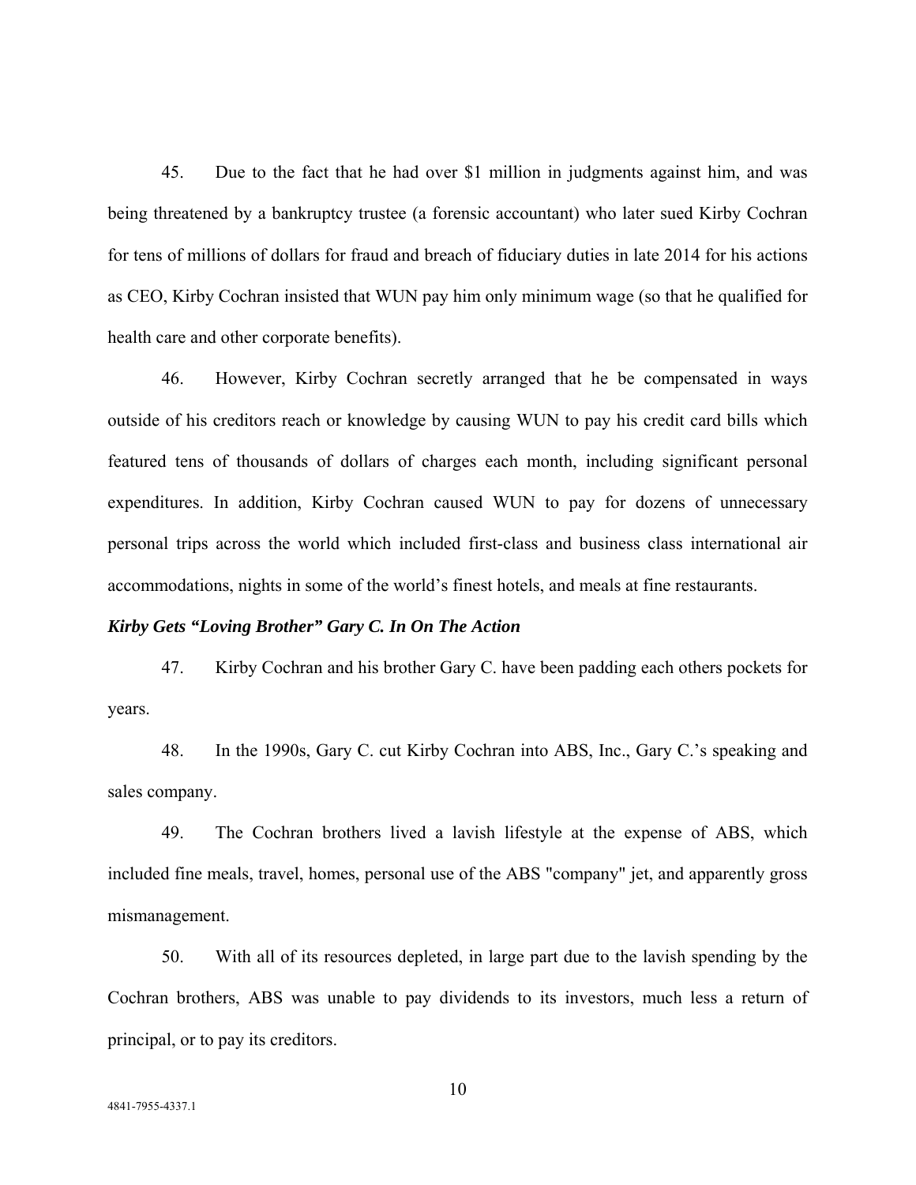45. Due to the fact that he had over $1 million in judgments against him, and was being threatened by a bankruptcy trustee (a forensic accountant) who later sued Kirby Cochran for tens of millions of dollars for fraud and breach of fiduciary duties in late 2014 for his actions as CEO, Kirby Cochran insisted that WUN pay him only minimum wage (so that he qualified for health care and other corporate benefits).

46. However, Kirby Cochran secretly arranged that he be compensated in ways outside of his creditors reach or knowledge by causing WUN to pay his credit card bills which featured tens of thousands of dollars of charges each month, including significant personal expenditures. In addition, Kirby Cochran caused WUN to pay for dozens of unnecessary personal trips across the world which included first-class and business class international air accommodations, nights in some of the world's finest hotels, and meals at fine restaurants.

***Kirby Gets "Loving Brother" Gary C. In On The Action***

47. Kirby Cochran and his brother Gary C. have been padding each others pockets for years.

48. In the 1990s, Gary C. cut Kirby Cochran into ABS, Inc., Gary C.'s speaking and sales company.

49. The Cochran brothers lived a lavish lifestyle at the expense of ABS, which included fine meals, travel, homes, personal use of the ABS "company" jet, and apparently gross mismanagement.

50. With all of its resources depleted, in large part due to the lavish spending by the Cochran brothers, ABS was unable to pay dividends to its investors, much less a return of principal, or to pay its creditors.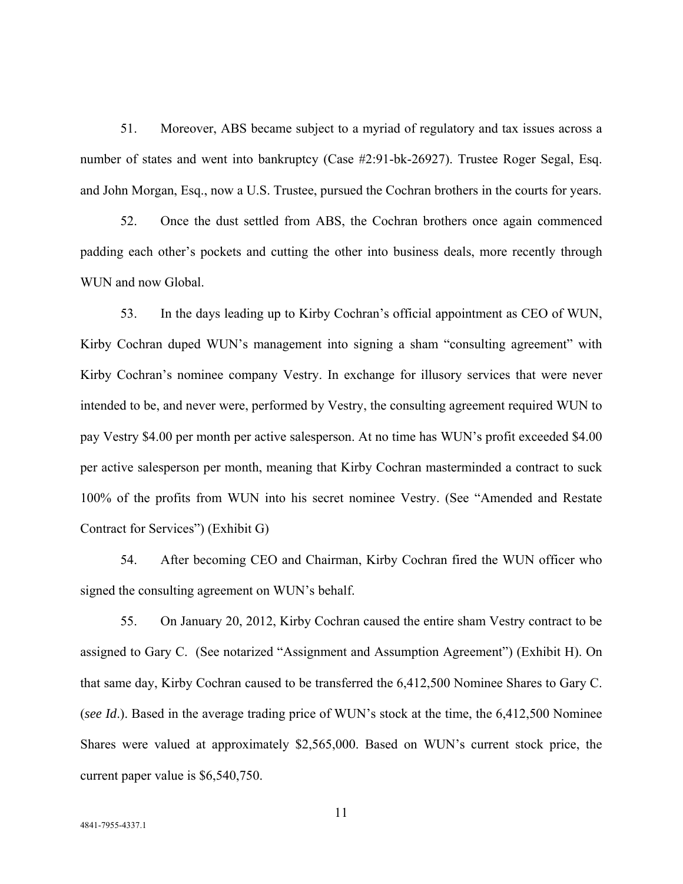51. Moreover, ABS became subject to a myriad of regulatory and tax issues across a number of states and went into bankruptcy (Case #2:91-bk-26927). Trustee Roger Segal, Esq. and John Morgan, Esq., now a U.S. Trustee, pursued the Cochran brothers in the courts for years.

52. Once the dust settled from ABS, the Cochran brothers once again commenced padding each other's pockets and cutting the other into business deals, more recently through WUN and now Global.

53. In the days leading up to Kirby Cochran's official appointment as CEO of WUN, Kirby Cochran duped WUN's management into signing a sham "consulting agreement" with Kirby Cochran's nominee company Vestry. In exchange for illusory services that were never intended to be, and never were, performed by Vestry, the consulting agreement required WUN to pay Vestry $4.00 per month per active salesperson. At no time has WUN's profit exceeded $4.00 per active salesperson per month, meaning that Kirby Cochran masterminded a contract to suck 100% of the profits from WUN into his secret nominee Vestry. (See "Amended and Restate Contract for Services") (Exhibit G)

54. After becoming CEO and Chairman, Kirby Cochran fired the WUN officer who signed the consulting agreement on WUN's behalf.

55. On January 20, 2012, Kirby Cochran caused the entire sham Vestry contract to be assigned to Gary C. (See notarized "Assignment and Assumption Agreement") (Exhibit H). On that same day, Kirby Cochran caused to be transferred the 6,412,500 Nominee Shares to Gary C. (*see Id*.). Based in the average trading price of WUN's stock at the time, the 6,412,500 Nominee Shares were valued at approximately $2,565,000. Based on WUN's current stock price, the current paper value is $6,540,750.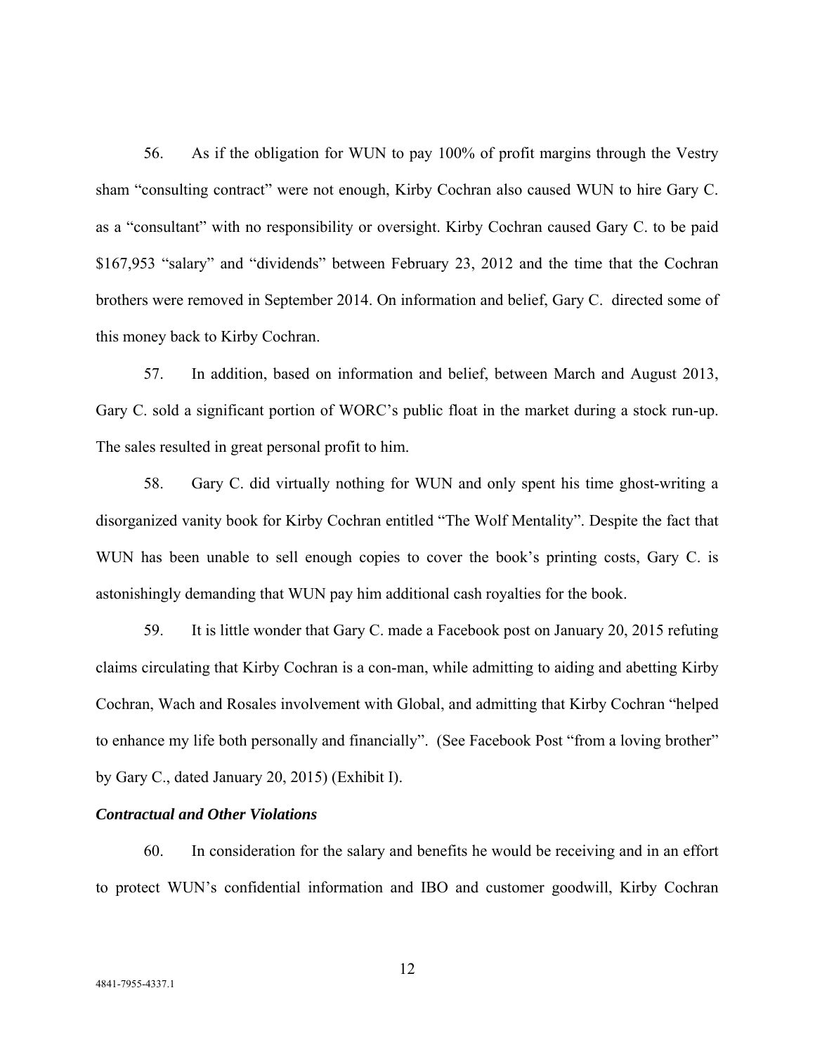56. As if the obligation for WUN to pay 100% of profit margins through the Vestry sham "consulting contract" were not enough, Kirby Cochran also caused WUN to hire Gary C. as a "consultant" with no responsibility or oversight. Kirby Cochran caused Gary C. to be paid $167,953 "salary" and "dividends" between February 23, 2012 and the time that the Cochran brothers were removed in September 2014. On information and belief, Gary C. directed some of this money back to Kirby Cochran.

57. In addition, based on information and belief, between March and August 2013, Gary C. sold a significant portion of WORC's public float in the market during a stock run-up. The sales resulted in great personal profit to him.

58. Gary C. did virtually nothing for WUN and only spent his time ghost-writing a disorganized vanity book for Kirby Cochran entitled "The Wolf Mentality". Despite the fact that WUN has been unable to sell enough copies to cover the book's printing costs, Gary C. is astonishingly demanding that WUN pay him additional cash royalties for the book.

59. It is little wonder that Gary C. made a Facebook post on January 20, 2015 refuting claims circulating that Kirby Cochran is a con-man, while admitting to aiding and abetting Kirby Cochran, Wach and Rosales involvement with Global, and admitting that Kirby Cochran "helped to enhance my life both personally and financially". (See Facebook Post "from a loving brother" by Gary C., dated January 20, 2015) (Exhibit I).

***Contractual and Other Violations***

60. In consideration for the salary and benefits he would be receiving and in an effort to protect WUN's confidential information and IBO and customer goodwill, Kirby Cochran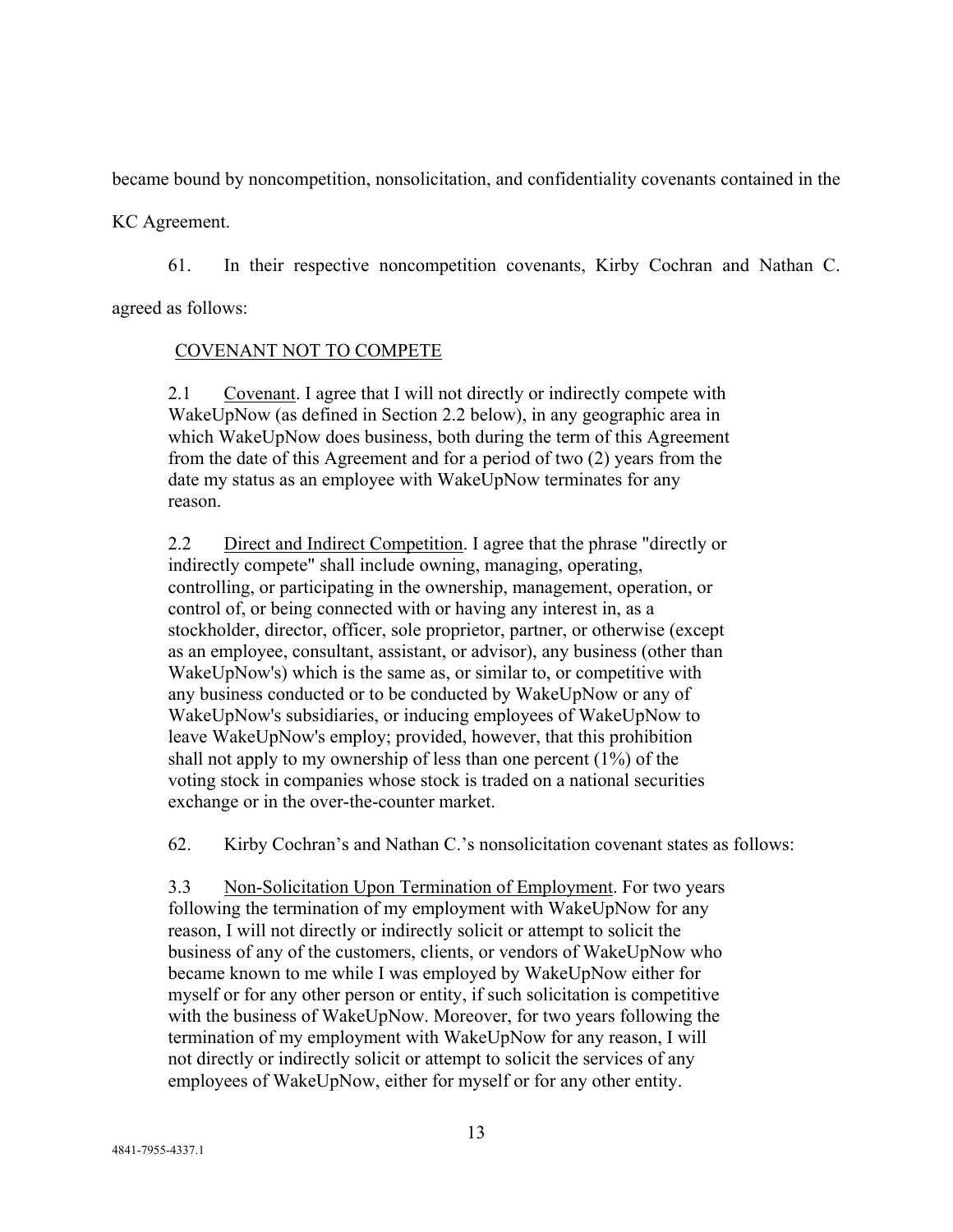became bound by noncompetition, nonsolicitation, and confidentiality covenants contained in the KC Agreement.

61. In their respective noncompetition covenants, Kirby Cochran and Nathan C. agreed as follows:

> <u>COVENANT NOT TO COMPETE</u>
>
> 2.1 <u>Covenant</u>. I agree that I will not directly or indirectly compete with WakeUpNow (as defined in Section 2.2 below), in any geographic area in which WakeUpNow does business, both during the term of this Agreement from the date of this Agreement and for a period of two (2) years from the date my status as an employee with WakeUpNow terminates for any reason.
>
> 2.2 <u>Direct and Indirect Competition</u>. I agree that the phrase "directly or indirectly compete" shall include owning, managing, operating, controlling, or participating in the ownership, management, operation, or control of, or being connected with or having any interest in, as a stockholder, director, officer, sole proprietor, partner, or otherwise (except as an employee, consultant, assistant, or advisor), any business (other than WakeUpNow's) which is the same as, or similar to, or competitive with any business conducted or to be conducted by WakeUpNow or any of WakeUpNow's subsidiaries, or inducing employees of WakeUpNow to leave WakeUpNow's employ; provided, however, that this prohibition shall not apply to my ownership of less than one percent (1%) of the voting stock in companies whose stock is traded on a national securities exchange or in the over-the-counter market.

62. Kirby Cochran's and Nathan C.'s nonsolicitation covenant states as follows:

> 3.3 <u>Non-Solicitation Upon Termination of Employment</u>. For two years following the termination of my employment with WakeUpNow for any reason, I will not directly or indirectly solicit or attempt to solicit the business of any of the customers, clients, or vendors of WakeUpNow who became known to me while I was employed by WakeUpNow either for myself or for any other person or entity, if such solicitation is competitive with the business of WakeUpNow. Moreover, for two years following the termination of my employment with WakeUpNow for any reason, I will not directly or indirectly solicit or attempt to solicit the services of any employees of WakeUpNow, either for myself or for any other entity.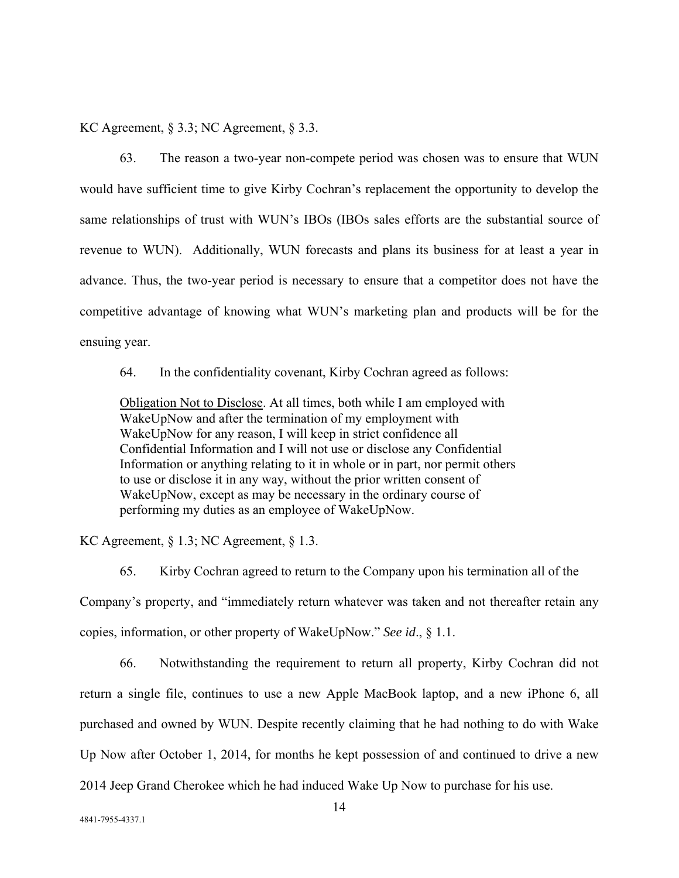KC Agreement, § 3.3; NC Agreement, § 3.3.

63. The reason a two-year non-compete period was chosen was to ensure that WUN would have sufficient time to give Kirby Cochran's replacement the opportunity to develop the same relationships of trust with WUN's IBOs (IBOs sales efforts are the substantial source of revenue to WUN). Additionally, WUN forecasts and plans its business for at least a year in advance. Thus, the two-year period is necessary to ensure that a competitor does not have the competitive advantage of knowing what WUN's marketing plan and products will be for the ensuing year.

64. In the confidentiality covenant, Kirby Cochran agreed as follows:

> Obligation Not to Disclose. At all times, both while I am employed with WakeUpNow and after the termination of my employment with WakeUpNow for any reason, I will keep in strict confidence all Confidential Information and I will not use or disclose any Confidential Information or anything relating to it in whole or in part, nor permit others to use or disclose it in any way, without the prior written consent of WakeUpNow, except as may be necessary in the ordinary course of performing my duties as an employee of WakeUpNow.

KC Agreement, § 1.3; NC Agreement, § 1.3.

65. Kirby Cochran agreed to return to the Company upon his termination all of the Company's property, and "immediately return whatever was taken and not thereafter retain any copies, information, or other property of WakeUpNow." *See id*., § 1.1.

66. Notwithstanding the requirement to return all property, Kirby Cochran did not return a single file, continues to use a new Apple MacBook laptop, and a new iPhone 6, all purchased and owned by WUN. Despite recently claiming that he had nothing to do with Wake Up Now after October 1, 2014, for months he kept possession of and continued to drive a new 2014 Jeep Grand Cherokee which he had induced Wake Up Now to purchase for his use.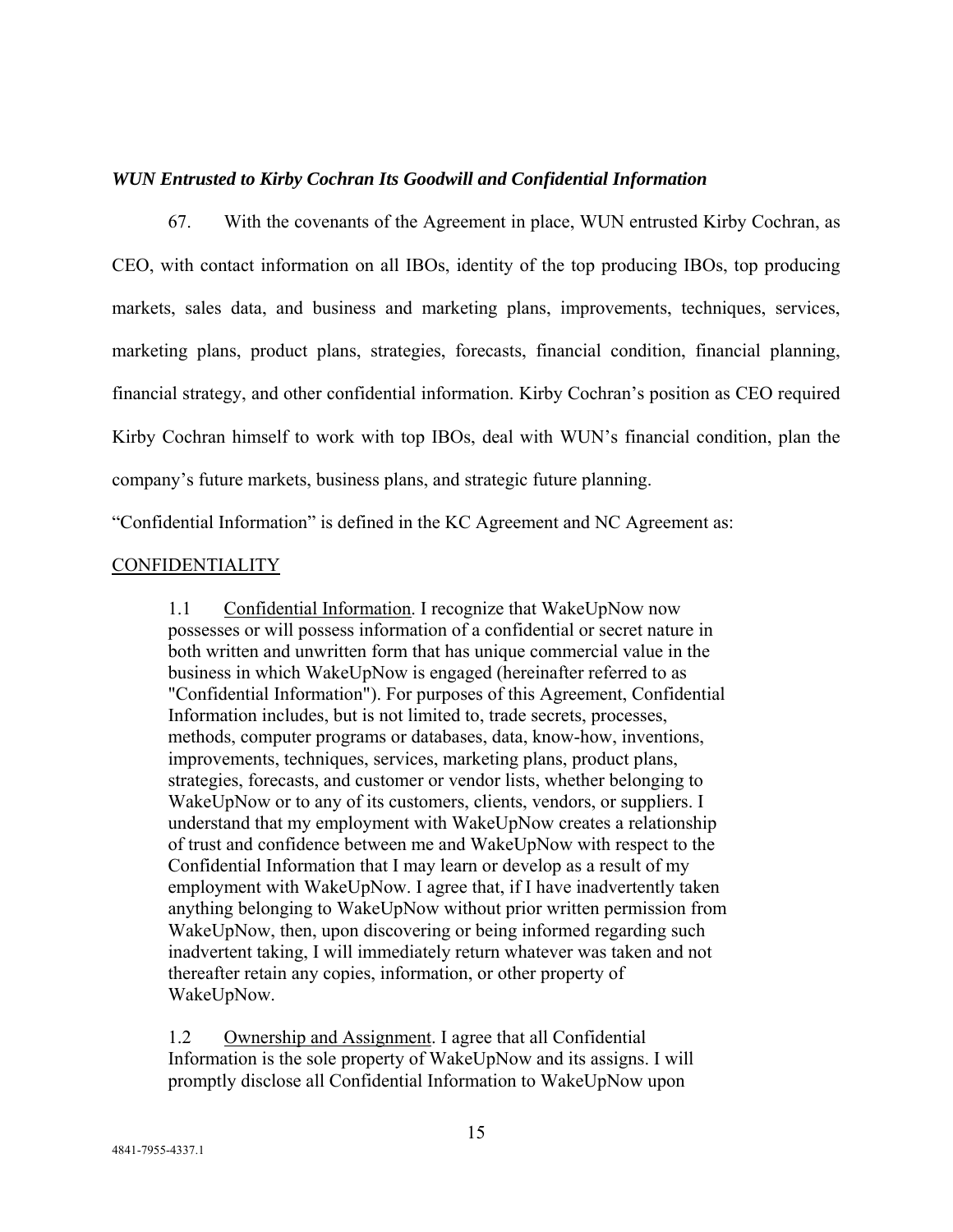***WUN Entrusted to Kirby Cochran Its Goodwill and Confidential Information***

67. With the covenants of the Agreement in place, WUN entrusted Kirby Cochran, as CEO, with contact information on all IBOs, identity of the top producing IBOs, top producing markets, sales data, and business and marketing plans, improvements, techniques, services, marketing plans, product plans, strategies, forecasts, financial condition, financial planning, financial strategy, and other confidential information. Kirby Cochran's position as CEO required Kirby Cochran himself to work with top IBOs, deal with WUN's financial condition, plan the company's future markets, business plans, and strategic future planning.

"Confidential Information" is defined in the KC Agreement and NC Agreement as:

<u>CONFIDENTIALITY</u>

> 1.1 <u>Confidential Information</u>. I recognize that WakeUpNow now possesses or will possess information of a confidential or secret nature in both written and unwritten form that has unique commercial value in the business in which WakeUpNow is engaged (hereinafter referred to as "Confidential Information"). For purposes of this Agreement, Confidential Information includes, but is not limited to, trade secrets, processes, methods, computer programs or databases, data, know-how, inventions, improvements, techniques, services, marketing plans, product plans, strategies, forecasts, and customer or vendor lists, whether belonging to WakeUpNow or to any of its customers, clients, vendors, or suppliers. I understand that my employment with WakeUpNow creates a relationship of trust and confidence between me and WakeUpNow with respect to the Confidential Information that I may learn or develop as a result of my employment with WakeUpNow. I agree that, if I have inadvertently taken anything belonging to WakeUpNow without prior written permission from WakeUpNow, then, upon discovering or being informed regarding such inadvertent taking, I will immediately return whatever was taken and not thereafter retain any copies, information, or other property of WakeUpNow.
>
> 1.2 <u>Ownership and Assignment</u>. I agree that all Confidential Information is the sole property of WakeUpNow and its assigns. I will promptly disclose all Confidential Information to WakeUpNow upon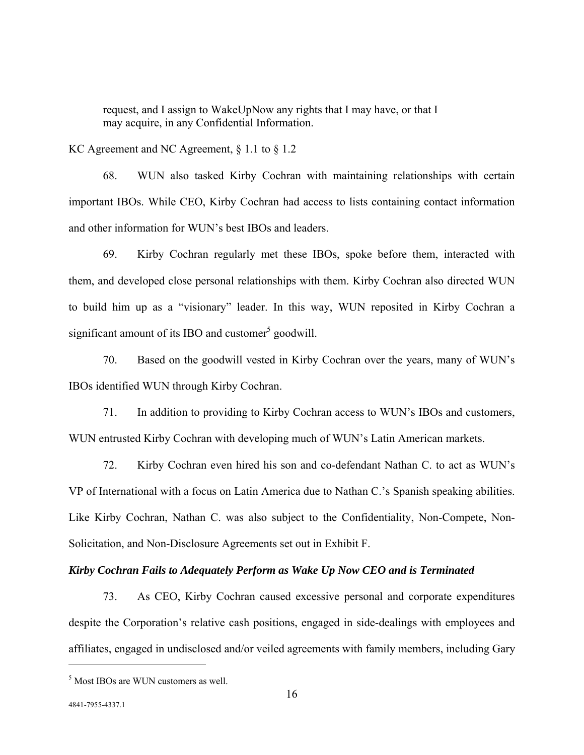> request, and I assign to WakeUpNow any rights that I may have, or that I may acquire, in any Confidential Information.

KC Agreement and NC Agreement, § 1.1 to § 1.2

68. WUN also tasked Kirby Cochran with maintaining relationships with certain important IBOs. While CEO, Kirby Cochran had access to lists containing contact information and other information for WUN's best IBOs and leaders.

69. Kirby Cochran regularly met these IBOs, spoke before them, interacted with them, and developed close personal relationships with them. Kirby Cochran also directed WUN to build him up as a "visionary" leader. In this way, WUN reposited in Kirby Cochran a significant amount of its IBO and customer[5] goodwill.

70. Based on the goodwill vested in Kirby Cochran over the years, many of WUN's IBOs identified WUN through Kirby Cochran.

71. In addition to providing to Kirby Cochran access to WUN's IBOs and customers, WUN entrusted Kirby Cochran with developing much of WUN's Latin American markets.

72. Kirby Cochran even hired his son and co-defendant Nathan C. to act as WUN's VP of International with a focus on Latin America due to Nathan C.'s Spanish speaking abilities. Like Kirby Cochran, Nathan C. was also subject to the Confidentiality, Non-Compete, Non-Solicitation, and Non-Disclosure Agreements set out in Exhibit F.

***Kirby Cochran Fails to Adequately Perform as Wake Up Now CEO and is Terminated***

73. As CEO, Kirby Cochran caused excessive personal and corporate expenditures despite the Corporation's relative cash positions, engaged in side-dealings with employees and affiliates, engaged in undisclosed and/or veiled agreements with family members, including Gary

---

[5] Most IBOs are WUN customers as well.

4841-7955-4337.1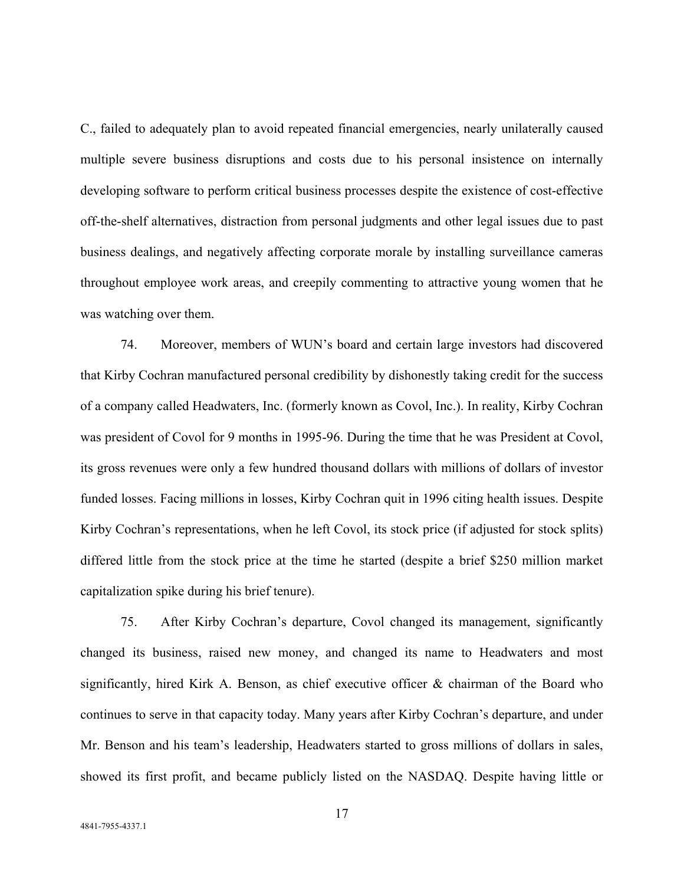C., failed to adequately plan to avoid repeated financial emergencies, nearly unilaterally caused multiple severe business disruptions and costs due to his personal insistence on internally developing software to perform critical business processes despite the existence of cost-effective off-the-shelf alternatives, distraction from personal judgments and other legal issues due to past business dealings, and negatively affecting corporate morale by installing surveillance cameras throughout employee work areas, and creepily commenting to attractive young women that he was watching over them.

74. Moreover, members of WUN's board and certain large investors had discovered that Kirby Cochran manufactured personal credibility by dishonestly taking credit for the success of a company called Headwaters, Inc. (formerly known as Covol, Inc.). In reality, Kirby Cochran was president of Covol for 9 months in 1995-96. During the time that he was President at Covol, its gross revenues were only a few hundred thousand dollars with millions of dollars of investor funded losses. Facing millions in losses, Kirby Cochran quit in 1996 citing health issues. Despite Kirby Cochran's representations, when he left Covol, its stock price (if adjusted for stock splits) differed little from the stock price at the time he started (despite a brief $250 million market capitalization spike during his brief tenure).

75. After Kirby Cochran's departure, Covol changed its management, significantly changed its business, raised new money, and changed its name to Headwaters and most significantly, hired Kirk A. Benson, as chief executive officer & chairman of the Board who continues to serve in that capacity today. Many years after Kirby Cochran's departure, and under Mr. Benson and his team's leadership, Headwaters started to gross millions of dollars in sales, showed its first profit, and became publicly listed on the NASDAQ. Despite having little or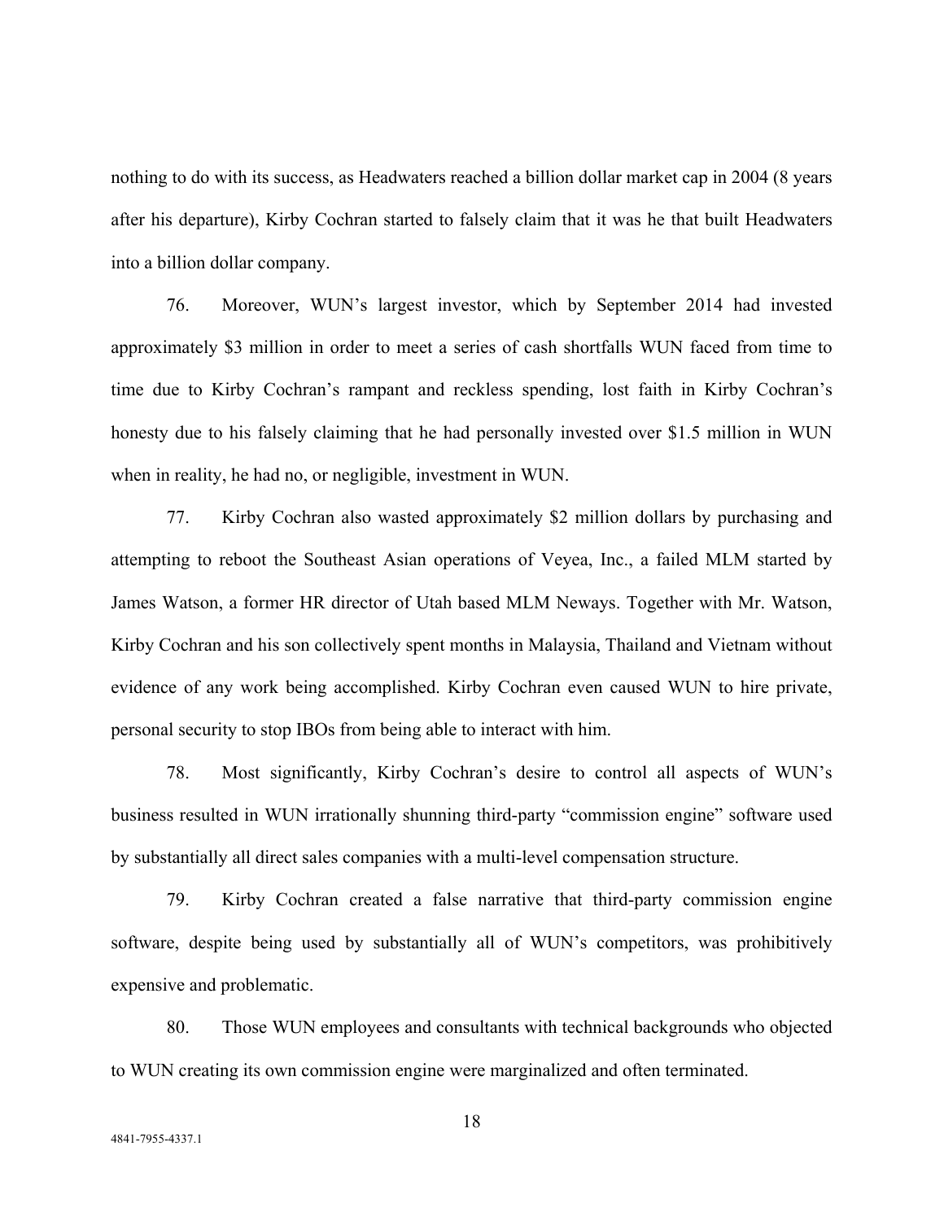nothing to do with its success, as Headwaters reached a billion dollar market cap in 2004 (8 years after his departure), Kirby Cochran started to falsely claim that it was he that built Headwaters into a billion dollar company.

76. Moreover, WUN's largest investor, which by September 2014 had invested approximately $3 million in order to meet a series of cash shortfalls WUN faced from time to time due to Kirby Cochran's rampant and reckless spending, lost faith in Kirby Cochran's honesty due to his falsely claiming that he had personally invested over $1.5 million in WUN when in reality, he had no, or negligible, investment in WUN.

77. Kirby Cochran also wasted approximately $2 million dollars by purchasing and attempting to reboot the Southeast Asian operations of Veyea, Inc., a failed MLM started by James Watson, a former HR director of Utah based MLM Neways. Together with Mr. Watson, Kirby Cochran and his son collectively spent months in Malaysia, Thailand and Vietnam without evidence of any work being accomplished. Kirby Cochran even caused WUN to hire private, personal security to stop IBOs from being able to interact with him.

78. Most significantly, Kirby Cochran's desire to control all aspects of WUN's business resulted in WUN irrationally shunning third-party "commission engine" software used by substantially all direct sales companies with a multi-level compensation structure.

79. Kirby Cochran created a false narrative that third-party commission engine software, despite being used by substantially all of WUN's competitors, was prohibitively expensive and problematic.

80. Those WUN employees and consultants with technical backgrounds who objected to WUN creating its own commission engine were marginalized and often terminated.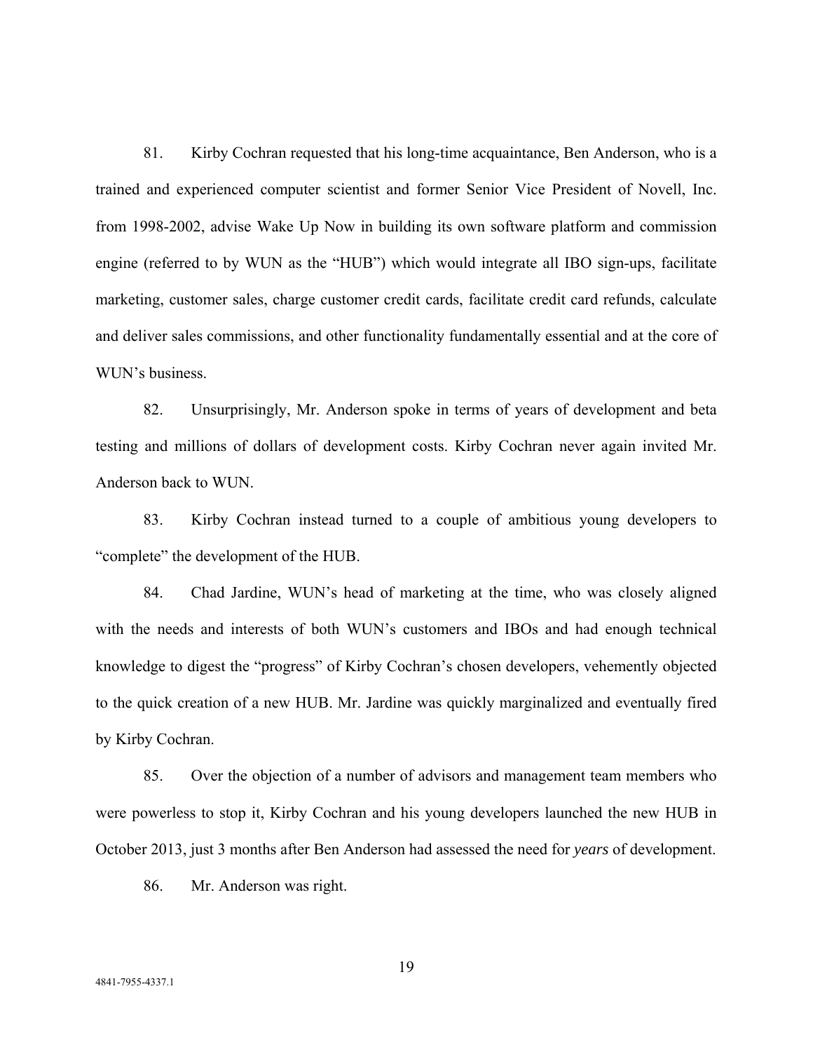81. Kirby Cochran requested that his long-time acquaintance, Ben Anderson, who is a trained and experienced computer scientist and former Senior Vice President of Novell, Inc. from 1998-2002, advise Wake Up Now in building its own software platform and commission engine (referred to by WUN as the "HUB") which would integrate all IBO sign-ups, facilitate marketing, customer sales, charge customer credit cards, facilitate credit card refunds, calculate and deliver sales commissions, and other functionality fundamentally essential and at the core of WUN's business.

82. Unsurprisingly, Mr. Anderson spoke in terms of years of development and beta testing and millions of dollars of development costs. Kirby Cochran never again invited Mr. Anderson back to WUN.

83. Kirby Cochran instead turned to a couple of ambitious young developers to "complete" the development of the HUB.

84. Chad Jardine, WUN's head of marketing at the time, who was closely aligned with the needs and interests of both WUN's customers and IBOs and had enough technical knowledge to digest the "progress" of Kirby Cochran's chosen developers, vehemently objected to the quick creation of a new HUB. Mr. Jardine was quickly marginalized and eventually fired by Kirby Cochran.

85. Over the objection of a number of advisors and management team members who were powerless to stop it, Kirby Cochran and his young developers launched the new HUB in October 2013, just 3 months after Ben Anderson had assessed the need for *years* of development.

86. Mr. Anderson was right.

4841-7955-4337.1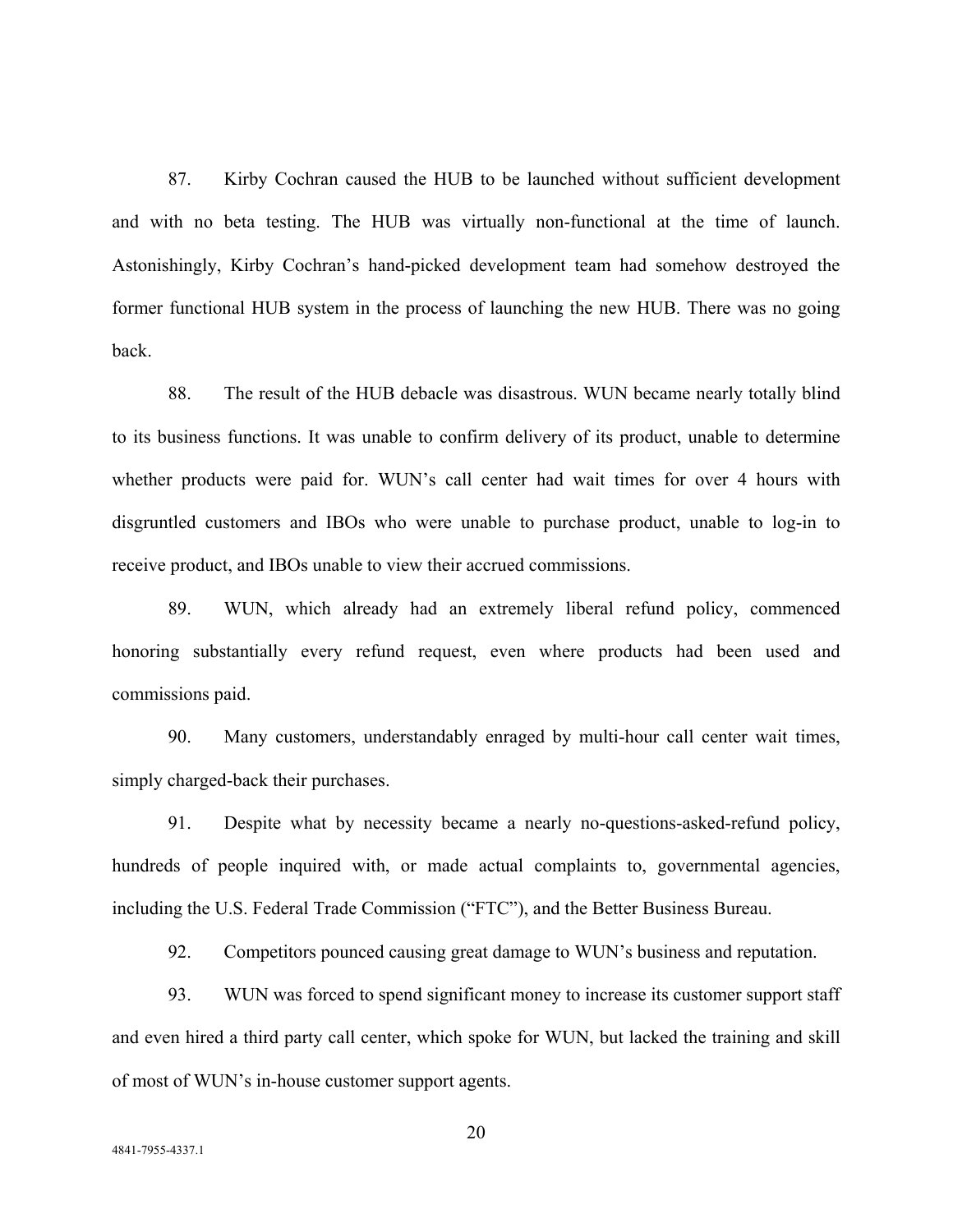87. Kirby Cochran caused the HUB to be launched without sufficient development and with no beta testing. The HUB was virtually non-functional at the time of launch. Astonishingly, Kirby Cochran's hand-picked development team had somehow destroyed the former functional HUB system in the process of launching the new HUB. There was no going back.

88. The result of the HUB debacle was disastrous. WUN became nearly totally blind to its business functions. It was unable to confirm delivery of its product, unable to determine whether products were paid for. WUN's call center had wait times for over 4 hours with disgruntled customers and IBOs who were unable to purchase product, unable to log-in to receive product, and IBOs unable to view their accrued commissions.

89. WUN, which already had an extremely liberal refund policy, commenced honoring substantially every refund request, even where products had been used and commissions paid.

90. Many customers, understandably enraged by multi-hour call center wait times, simply charged-back their purchases.

91. Despite what by necessity became a nearly no-questions-asked-refund policy, hundreds of people inquired with, or made actual complaints to, governmental agencies, including the U.S. Federal Trade Commission ("FTC"), and the Better Business Bureau.

92. Competitors pounced causing great damage to WUN's business and reputation.

93. WUN was forced to spend significant money to increase its customer support staff and even hired a third party call center, which spoke for WUN, but lacked the training and skill of most of WUN's in-house customer support agents.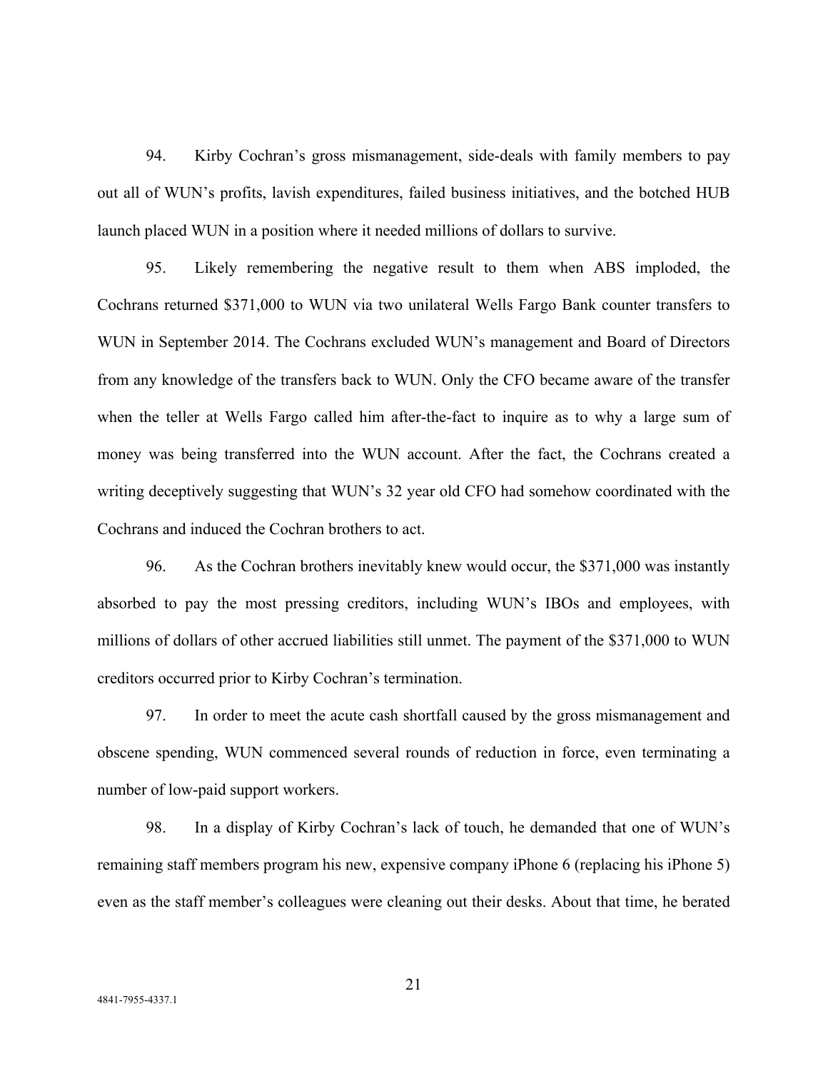94. Kirby Cochran's gross mismanagement, side-deals with family members to pay out all of WUN's profits, lavish expenditures, failed business initiatives, and the botched HUB launch placed WUN in a position where it needed millions of dollars to survive.

95. Likely remembering the negative result to them when ABS imploded, the Cochrans returned $371,000 to WUN via two unilateral Wells Fargo Bank counter transfers to WUN in September 2014. The Cochrans excluded WUN's management and Board of Directors from any knowledge of the transfers back to WUN. Only the CFO became aware of the transfer when the teller at Wells Fargo called him after-the-fact to inquire as to why a large sum of money was being transferred into the WUN account. After the fact, the Cochrans created a writing deceptively suggesting that WUN's 32 year old CFO had somehow coordinated with the Cochrans and induced the Cochran brothers to act.

96. As the Cochran brothers inevitably knew would occur, the $371,000 was instantly absorbed to pay the most pressing creditors, including WUN's IBOs and employees, with millions of dollars of other accrued liabilities still unmet. The payment of the $371,000 to WUN creditors occurred prior to Kirby Cochran's termination.

97. In order to meet the acute cash shortfall caused by the gross mismanagement and obscene spending, WUN commenced several rounds of reduction in force, even terminating a number of low-paid support workers.

98. In a display of Kirby Cochran's lack of touch, he demanded that one of WUN's remaining staff members program his new, expensive company iPhone 6 (replacing his iPhone 5) even as the staff member's colleagues were cleaning out their desks. About that time, he berated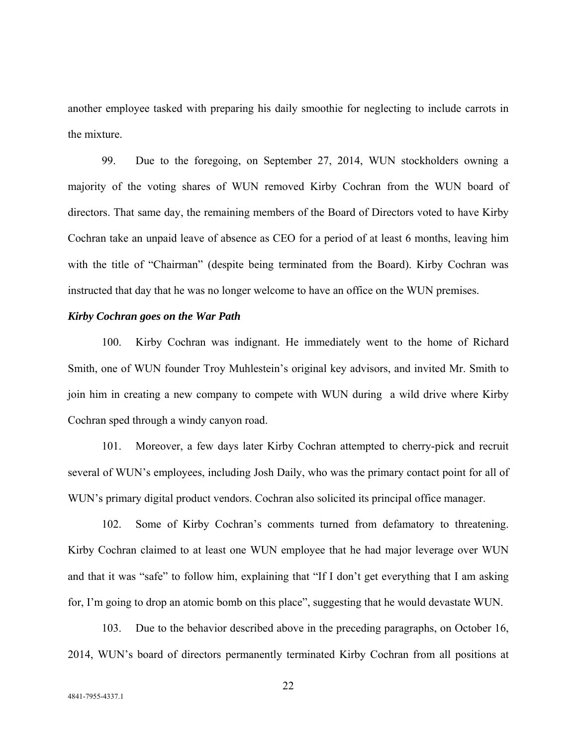another employee tasked with preparing his daily smoothie for neglecting to include carrots in the mixture.

99. Due to the foregoing, on September 27, 2014, WUN stockholders owning a majority of the voting shares of WUN removed Kirby Cochran from the WUN board of directors. That same day, the remaining members of the Board of Directors voted to have Kirby Cochran take an unpaid leave of absence as CEO for a period of at least 6 months, leaving him with the title of "Chairman" (despite being terminated from the Board). Kirby Cochran was instructed that day that he was no longer welcome to have an office on the WUN premises.

***Kirby Cochran goes on the War Path***

100. Kirby Cochran was indignant. He immediately went to the home of Richard Smith, one of WUN founder Troy Muhlestein's original key advisors, and invited Mr. Smith to join him in creating a new company to compete with WUN during a wild drive where Kirby Cochran sped through a windy canyon road.

101. Moreover, a few days later Kirby Cochran attempted to cherry-pick and recruit several of WUN's employees, including Josh Daily, who was the primary contact point for all of WUN's primary digital product vendors. Cochran also solicited its principal office manager.

102. Some of Kirby Cochran's comments turned from defamatory to threatening. Kirby Cochran claimed to at least one WUN employee that he had major leverage over WUN and that it was "safe" to follow him, explaining that "If I don't get everything that I am asking for, I'm going to drop an atomic bomb on this place", suggesting that he would devastate WUN.

103. Due to the behavior described above in the preceding paragraphs, on October 16, 2014, WUN's board of directors permanently terminated Kirby Cochran from all positions at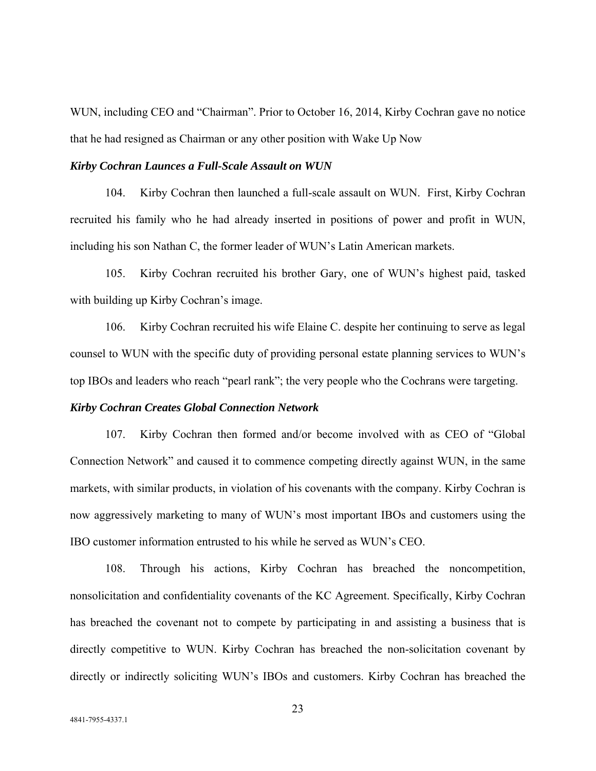WUN, including CEO and "Chairman". Prior to October 16, 2014, Kirby Cochran gave no notice that he had resigned as Chairman or any other position with Wake Up Now

***Kirby Cochran Launces a Full-Scale Assault on WUN***

104. Kirby Cochran then launched a full-scale assault on WUN. First, Kirby Cochran recruited his family who he had already inserted in positions of power and profit in WUN, including his son Nathan C, the former leader of WUN's Latin American markets.

105. Kirby Cochran recruited his brother Gary, one of WUN's highest paid, tasked with building up Kirby Cochran's image.

106. Kirby Cochran recruited his wife Elaine C. despite her continuing to serve as legal counsel to WUN with the specific duty of providing personal estate planning services to WUN's top IBOs and leaders who reach "pearl rank"; the very people who the Cochrans were targeting.

***Kirby Cochran Creates Global Connection Network***

107. Kirby Cochran then formed and/or become involved with as CEO of "Global Connection Network" and caused it to commence competing directly against WUN, in the same markets, with similar products, in violation of his covenants with the company. Kirby Cochran is now aggressively marketing to many of WUN's most important IBOs and customers using the IBO customer information entrusted to his while he served as WUN's CEO.

108. Through his actions, Kirby Cochran has breached the noncompetition, nonsolicitation and confidentiality covenants of the KC Agreement. Specifically, Kirby Cochran has breached the covenant not to compete by participating in and assisting a business that is directly competitive to WUN. Kirby Cochran has breached the non-solicitation covenant by directly or indirectly soliciting WUN's IBOs and customers. Kirby Cochran has breached the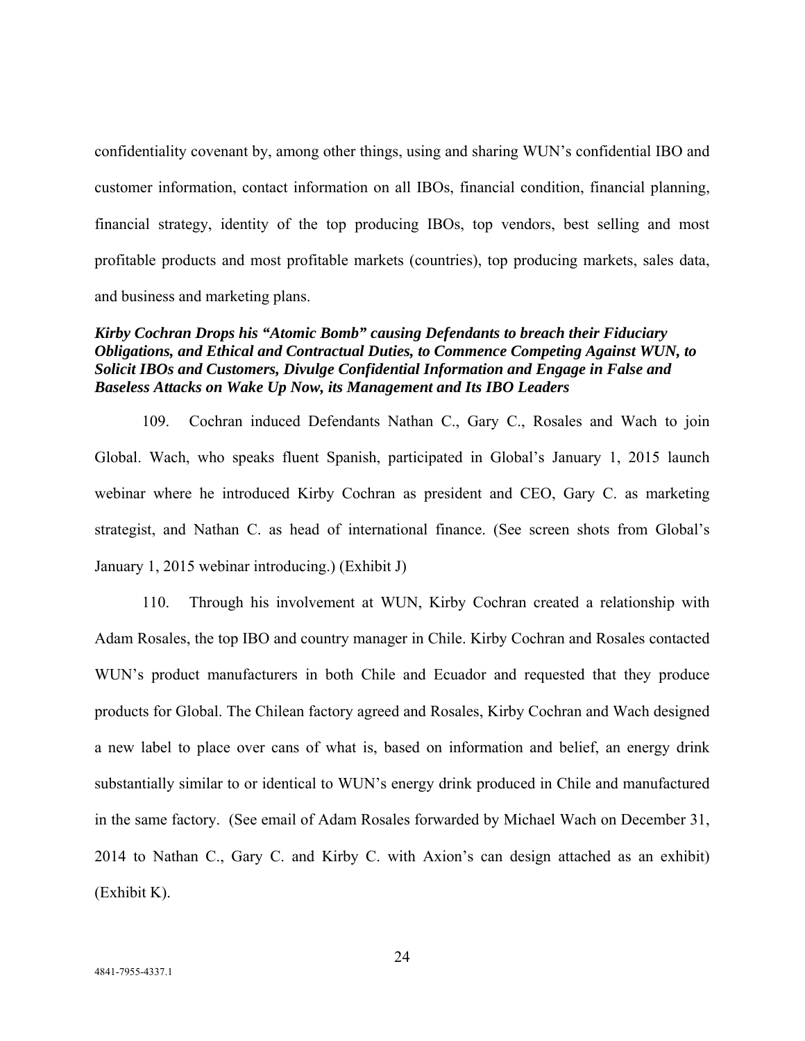confidentiality covenant by, among other things, using and sharing WUN's confidential IBO and customer information, contact information on all IBOs, financial condition, financial planning, financial strategy, identity of the top producing IBOs, top vendors, best selling and most profitable products and most profitable markets (countries), top producing markets, sales data, and business and marketing plans.

***Kirby Cochran Drops his "Atomic Bomb" causing Defendants to breach their Fiduciary Obligations, and Ethical and Contractual Duties, to Commence Competing Against WUN, to Solicit IBOs and Customers, Divulge Confidential Information and Engage in False and Baseless Attacks on Wake Up Now, its Management and Its IBO Leaders***

109. Cochran induced Defendants Nathan C., Gary C., Rosales and Wach to join Global. Wach, who speaks fluent Spanish, participated in Global's January 1, 2015 launch webinar where he introduced Kirby Cochran as president and CEO, Gary C. as marketing strategist, and Nathan C. as head of international finance. (See screen shots from Global's January 1, 2015 webinar introducing.) (Exhibit J)

110. Through his involvement at WUN, Kirby Cochran created a relationship with Adam Rosales, the top IBO and country manager in Chile. Kirby Cochran and Rosales contacted WUN's product manufacturers in both Chile and Ecuador and requested that they produce products for Global. The Chilean factory agreed and Rosales, Kirby Cochran and Wach designed a new label to place over cans of what is, based on information and belief, an energy drink substantially similar to or identical to WUN's energy drink produced in Chile and manufactured in the same factory. (See email of Adam Rosales forwarded by Michael Wach on December 31, 2014 to Nathan C., Gary C. and Kirby C. with Axion's can design attached as an exhibit) (Exhibit K).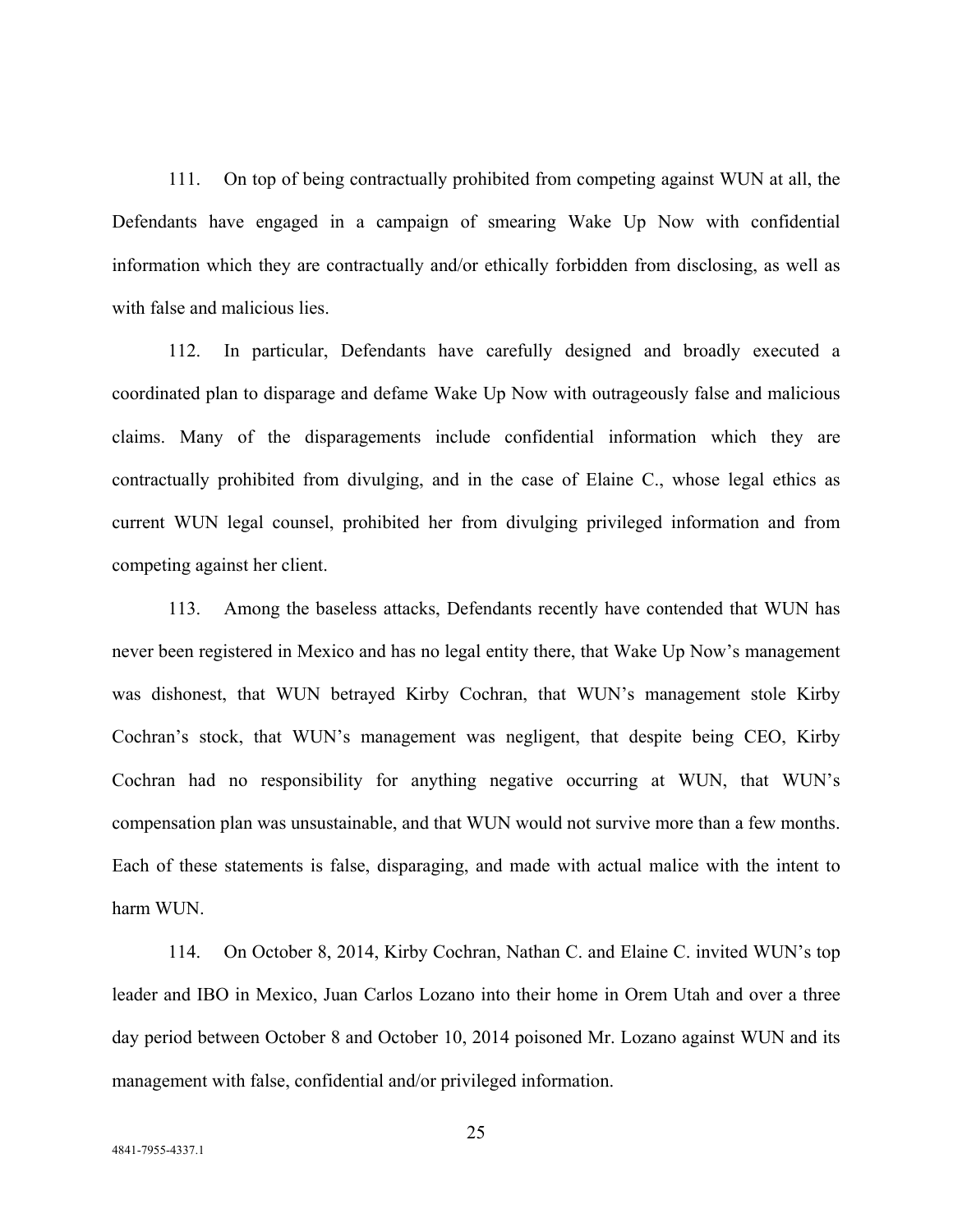111. On top of being contractually prohibited from competing against WUN at all, the Defendants have engaged in a campaign of smearing Wake Up Now with confidential information which they are contractually and/or ethically forbidden from disclosing, as well as with false and malicious lies.

112. In particular, Defendants have carefully designed and broadly executed a coordinated plan to disparage and defame Wake Up Now with outrageously false and malicious claims. Many of the disparagements include confidential information which they are contractually prohibited from divulging, and in the case of Elaine C., whose legal ethics as current WUN legal counsel, prohibited her from divulging privileged information and from competing against her client.

113. Among the baseless attacks, Defendants recently have contended that WUN has never been registered in Mexico and has no legal entity there, that Wake Up Now's management was dishonest, that WUN betrayed Kirby Cochran, that WUN's management stole Kirby Cochran's stock, that WUN's management was negligent, that despite being CEO, Kirby Cochran had no responsibility for anything negative occurring at WUN, that WUN's compensation plan was unsustainable, and that WUN would not survive more than a few months. Each of these statements is false, disparaging, and made with actual malice with the intent to harm WUN.

114. On October 8, 2014, Kirby Cochran, Nathan C. and Elaine C. invited WUN's top leader and IBO in Mexico, Juan Carlos Lozano into their home in Orem Utah and over a three day period between October 8 and October 10, 2014 poisoned Mr. Lozano against WUN and its management with false, confidential and/or privileged information.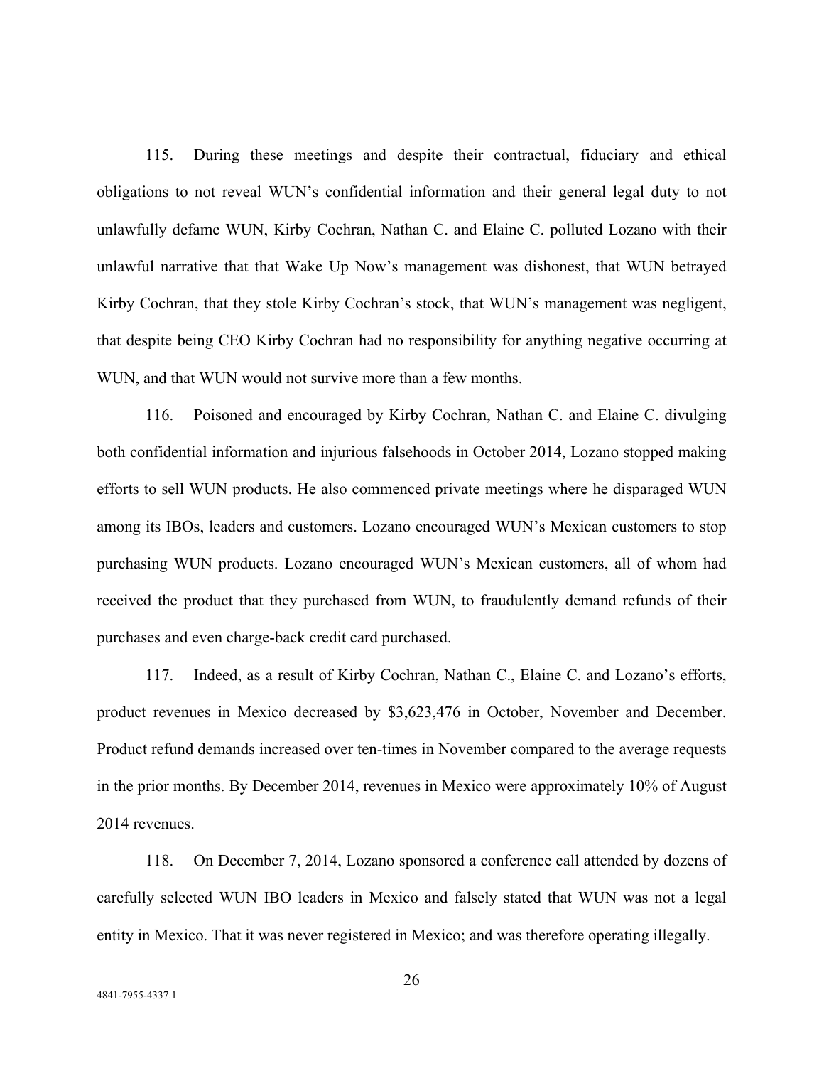115. During these meetings and despite their contractual, fiduciary and ethical obligations to not reveal WUN's confidential information and their general legal duty to not unlawfully defame WUN, Kirby Cochran, Nathan C. and Elaine C. polluted Lozano with their unlawful narrative that that Wake Up Now's management was dishonest, that WUN betrayed Kirby Cochran, that they stole Kirby Cochran's stock, that WUN's management was negligent, that despite being CEO Kirby Cochran had no responsibility for anything negative occurring at WUN, and that WUN would not survive more than a few months.

116. Poisoned and encouraged by Kirby Cochran, Nathan C. and Elaine C. divulging both confidential information and injurious falsehoods in October 2014, Lozano stopped making efforts to sell WUN products. He also commenced private meetings where he disparaged WUN among its IBOs, leaders and customers. Lozano encouraged WUN's Mexican customers to stop purchasing WUN products. Lozano encouraged WUN's Mexican customers, all of whom had received the product that they purchased from WUN, to fraudulently demand refunds of their purchases and even charge-back credit card purchased.

117. Indeed, as a result of Kirby Cochran, Nathan C., Elaine C. and Lozano's efforts, product revenues in Mexico decreased by $3,623,476 in October, November and December. Product refund demands increased over ten-times in November compared to the average requests in the prior months. By December 2014, revenues in Mexico were approximately 10% of August 2014 revenues.

118. On December 7, 2014, Lozano sponsored a conference call attended by dozens of carefully selected WUN IBO leaders in Mexico and falsely stated that WUN was not a legal entity in Mexico. That it was never registered in Mexico; and was therefore operating illegally.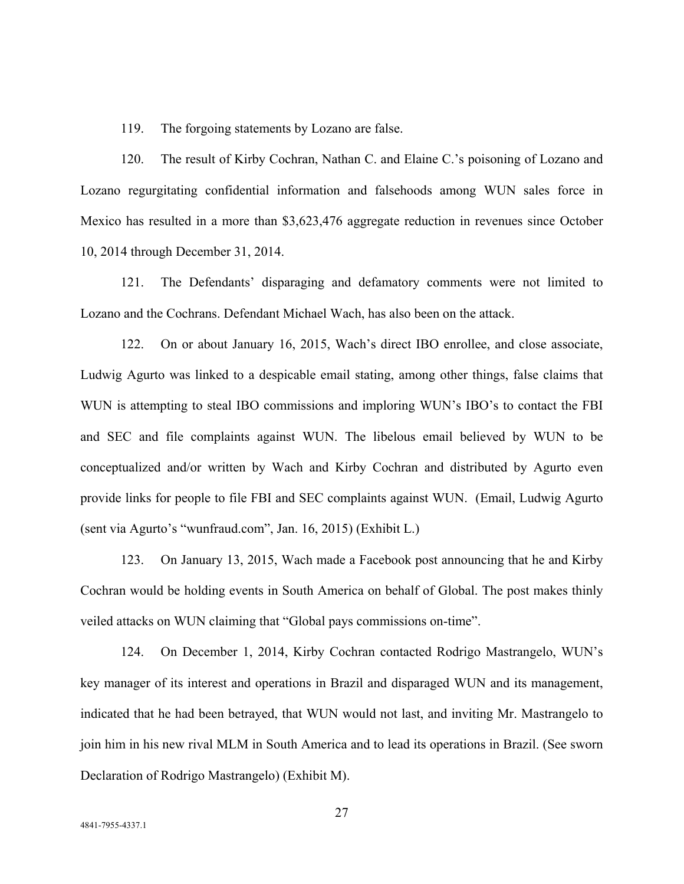119. The forgoing statements by Lozano are false.

120. The result of Kirby Cochran, Nathan C. and Elaine C.'s poisoning of Lozano and Lozano regurgitating confidential information and falsehoods among WUN sales force in Mexico has resulted in a more than $3,623,476 aggregate reduction in revenues since October 10, 2014 through December 31, 2014.

121. The Defendants' disparaging and defamatory comments were not limited to Lozano and the Cochrans. Defendant Michael Wach, has also been on the attack.

122. On or about January 16, 2015, Wach's direct IBO enrollee, and close associate, Ludwig Agurto was linked to a despicable email stating, among other things, false claims that WUN is attempting to steal IBO commissions and imploring WUN's IBO's to contact the FBI and SEC and file complaints against WUN. The libelous email believed by WUN to be conceptualized and/or written by Wach and Kirby Cochran and distributed by Agurto even provide links for people to file FBI and SEC complaints against WUN. (Email, Ludwig Agurto (sent via Agurto's "wunfraud.com", Jan. 16, 2015) (Exhibit L.)

123. On January 13, 2015, Wach made a Facebook post announcing that he and Kirby Cochran would be holding events in South America on behalf of Global. The post makes thinly veiled attacks on WUN claiming that "Global pays commissions on-time".

124. On December 1, 2014, Kirby Cochran contacted Rodrigo Mastrangelo, WUN's key manager of its interest and operations in Brazil and disparaged WUN and its management, indicated that he had been betrayed, that WUN would not last, and inviting Mr. Mastrangelo to join him in his new rival MLM in South America and to lead its operations in Brazil. (See sworn Declaration of Rodrigo Mastrangelo) (Exhibit M).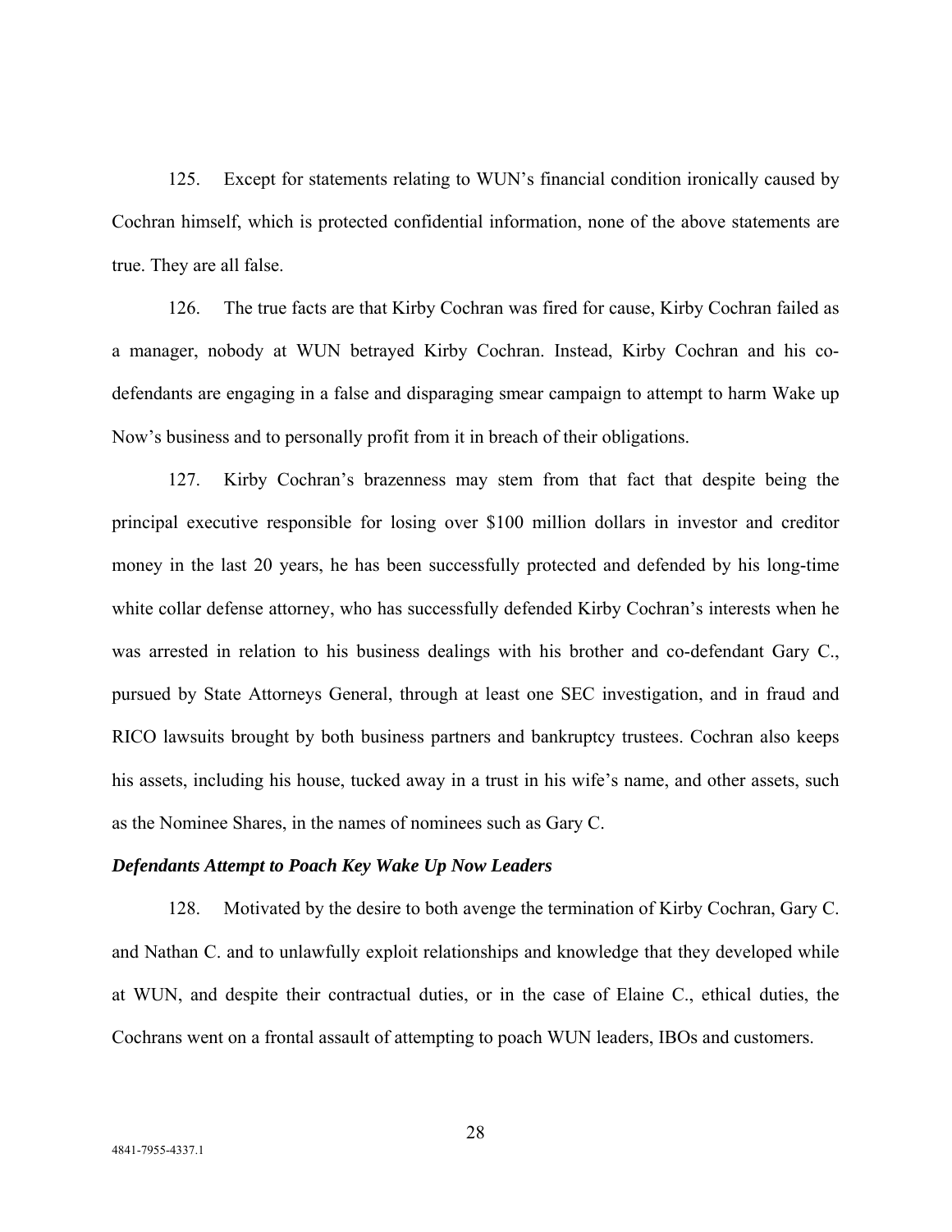125. Except for statements relating to WUN's financial condition ironically caused by Cochran himself, which is protected confidential information, none of the above statements are true. They are all false.

126. The true facts are that Kirby Cochran was fired for cause, Kirby Cochran failed as a manager, nobody at WUN betrayed Kirby Cochran. Instead, Kirby Cochran and his co-defendants are engaging in a false and disparaging smear campaign to attempt to harm Wake up Now's business and to personally profit from it in breach of their obligations.

127. Kirby Cochran's brazenness may stem from that fact that despite being the principal executive responsible for losing over $100 million dollars in investor and creditor money in the last 20 years, he has been successfully protected and defended by his long-time white collar defense attorney, who has successfully defended Kirby Cochran's interests when he was arrested in relation to his business dealings with his brother and co-defendant Gary C., pursued by State Attorneys General, through at least one SEC investigation, and in fraud and RICO lawsuits brought by both business partners and bankruptcy trustees. Cochran also keeps his assets, including his house, tucked away in a trust in his wife's name, and other assets, such as the Nominee Shares, in the names of nominees such as Gary C.

***Defendants Attempt to Poach Key Wake Up Now Leaders***

128. Motivated by the desire to both avenge the termination of Kirby Cochran, Gary C. and Nathan C. and to unlawfully exploit relationships and knowledge that they developed while at WUN, and despite their contractual duties, or in the case of Elaine C., ethical duties, the Cochrans went on a frontal assault of attempting to poach WUN leaders, IBOs and customers.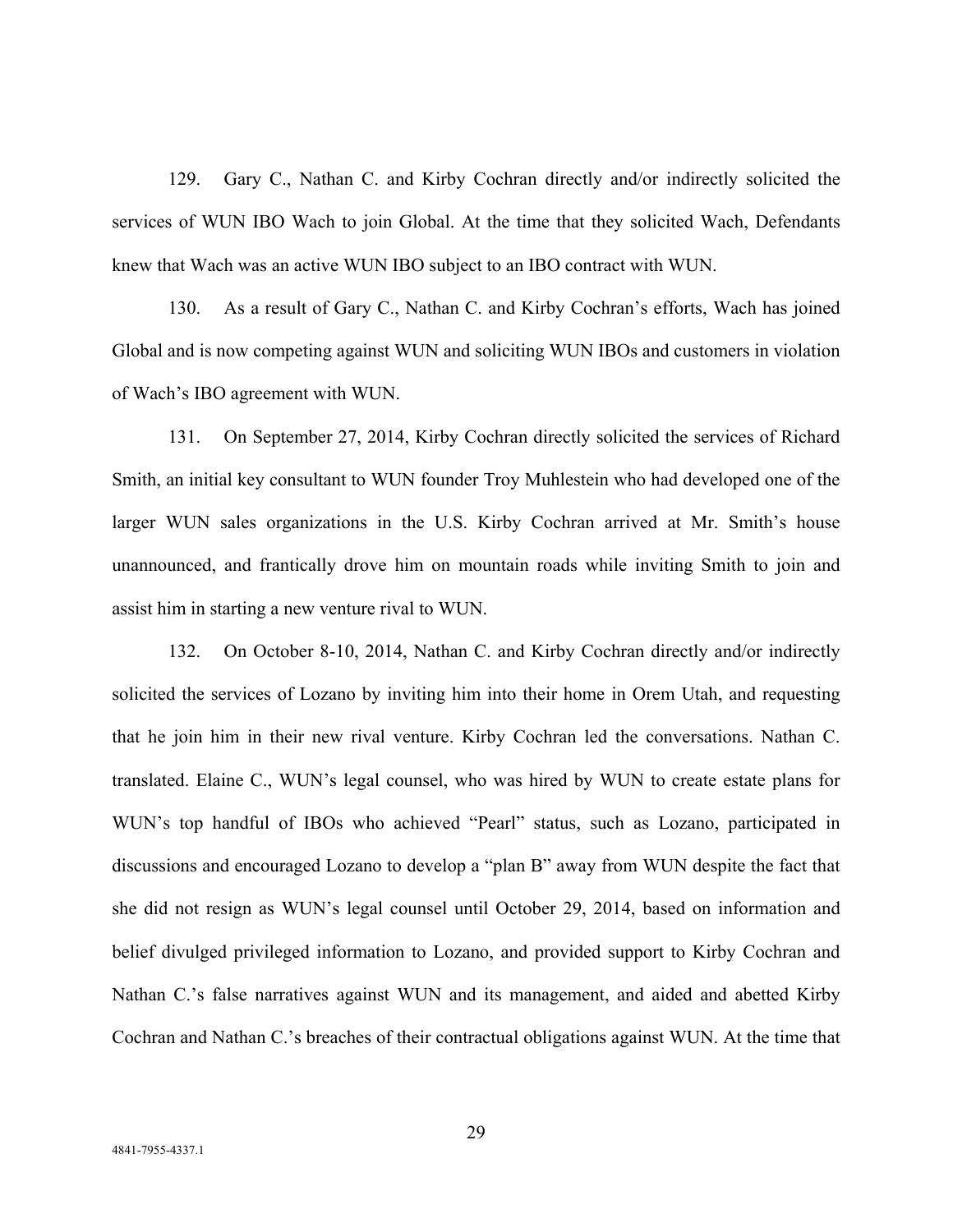129. Gary C., Nathan C. and Kirby Cochran directly and/or indirectly solicited the services of WUN IBO Wach to join Global. At the time that they solicited Wach, Defendants knew that Wach was an active WUN IBO subject to an IBO contract with WUN.

130. As a result of Gary C., Nathan C. and Kirby Cochran's efforts, Wach has joined Global and is now competing against WUN and soliciting WUN IBOs and customers in violation of Wach's IBO agreement with WUN.

131. On September 27, 2014, Kirby Cochran directly solicited the services of Richard Smith, an initial key consultant to WUN founder Troy Muhlestein who had developed one of the larger WUN sales organizations in the U.S. Kirby Cochran arrived at Mr. Smith's house unannounced, and frantically drove him on mountain roads while inviting Smith to join and assist him in starting a new venture rival to WUN.

132. On October 8-10, 2014, Nathan C. and Kirby Cochran directly and/or indirectly solicited the services of Lozano by inviting him into their home in Orem Utah, and requesting that he join him in their new rival venture. Kirby Cochran led the conversations. Nathan C. translated. Elaine C., WUN's legal counsel, who was hired by WUN to create estate plans for WUN's top handful of IBOs who achieved "Pearl" status, such as Lozano, participated in discussions and encouraged Lozano to develop a "plan B" away from WUN despite the fact that she did not resign as WUN's legal counsel until October 29, 2014, based on information and belief divulged privileged information to Lozano, and provided support to Kirby Cochran and Nathan C.'s false narratives against WUN and its management, and aided and abetted Kirby Cochran and Nathan C.'s breaches of their contractual obligations against WUN. At the time that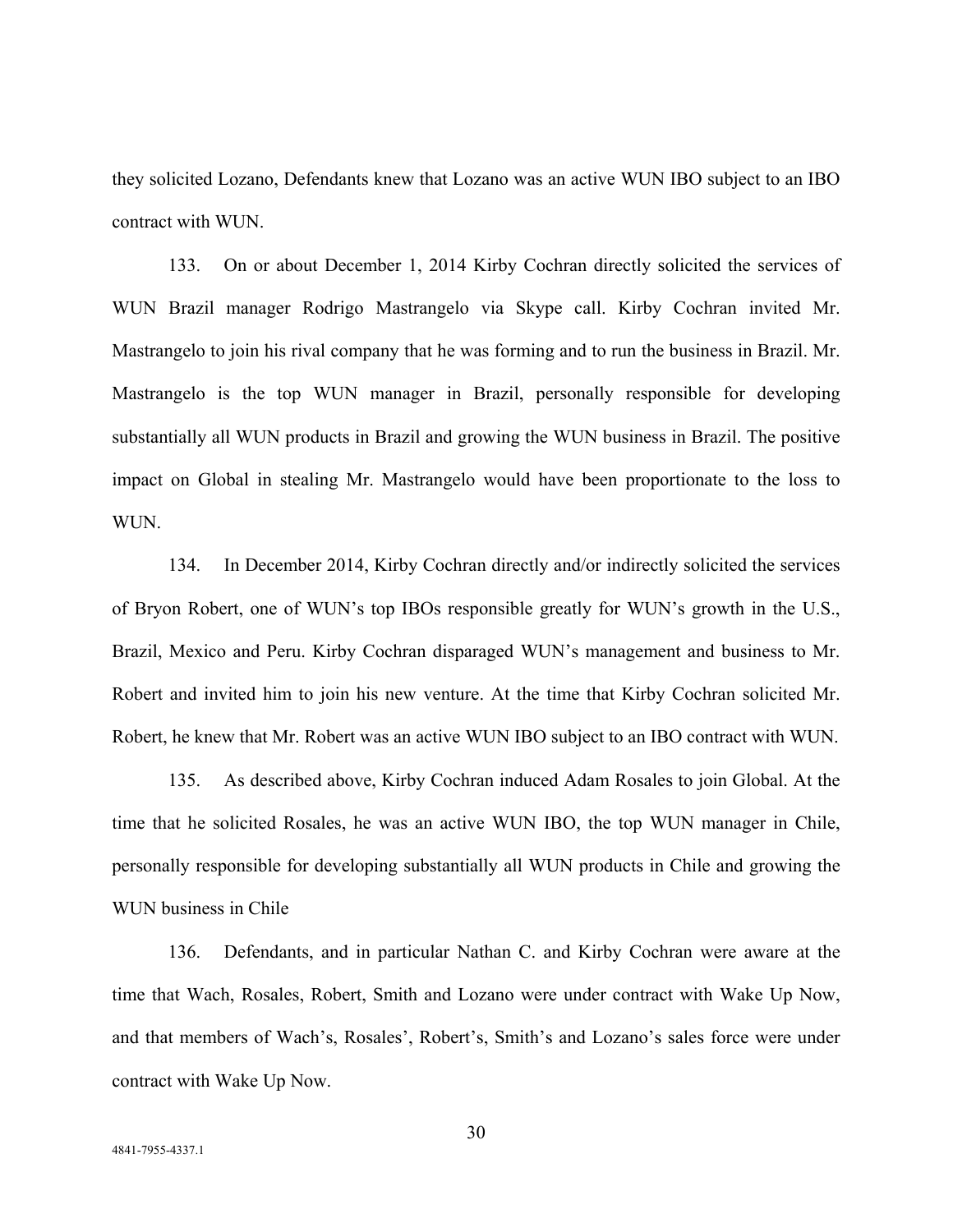they solicited Lozano, Defendants knew that Lozano was an active WUN IBO subject to an IBO contract with WUN.

133. On or about December 1, 2014 Kirby Cochran directly solicited the services of WUN Brazil manager Rodrigo Mastrangelo via Skype call. Kirby Cochran invited Mr. Mastrangelo to join his rival company that he was forming and to run the business in Brazil. Mr. Mastrangelo is the top WUN manager in Brazil, personally responsible for developing substantially all WUN products in Brazil and growing the WUN business in Brazil. The positive impact on Global in stealing Mr. Mastrangelo would have been proportionate to the loss to WUN.

134. In December 2014, Kirby Cochran directly and/or indirectly solicited the services of Bryon Robert, one of WUN's top IBOs responsible greatly for WUN's growth in the U.S., Brazil, Mexico and Peru. Kirby Cochran disparaged WUN's management and business to Mr. Robert and invited him to join his new venture. At the time that Kirby Cochran solicited Mr. Robert, he knew that Mr. Robert was an active WUN IBO subject to an IBO contract with WUN.

135. As described above, Kirby Cochran induced Adam Rosales to join Global. At the time that he solicited Rosales, he was an active WUN IBO, the top WUN manager in Chile, personally responsible for developing substantially all WUN products in Chile and growing the WUN business in Chile

136. Defendants, and in particular Nathan C. and Kirby Cochran were aware at the time that Wach, Rosales, Robert, Smith and Lozano were under contract with Wake Up Now, and that members of Wach's, Rosales', Robert's, Smith's and Lozano's sales force were under contract with Wake Up Now.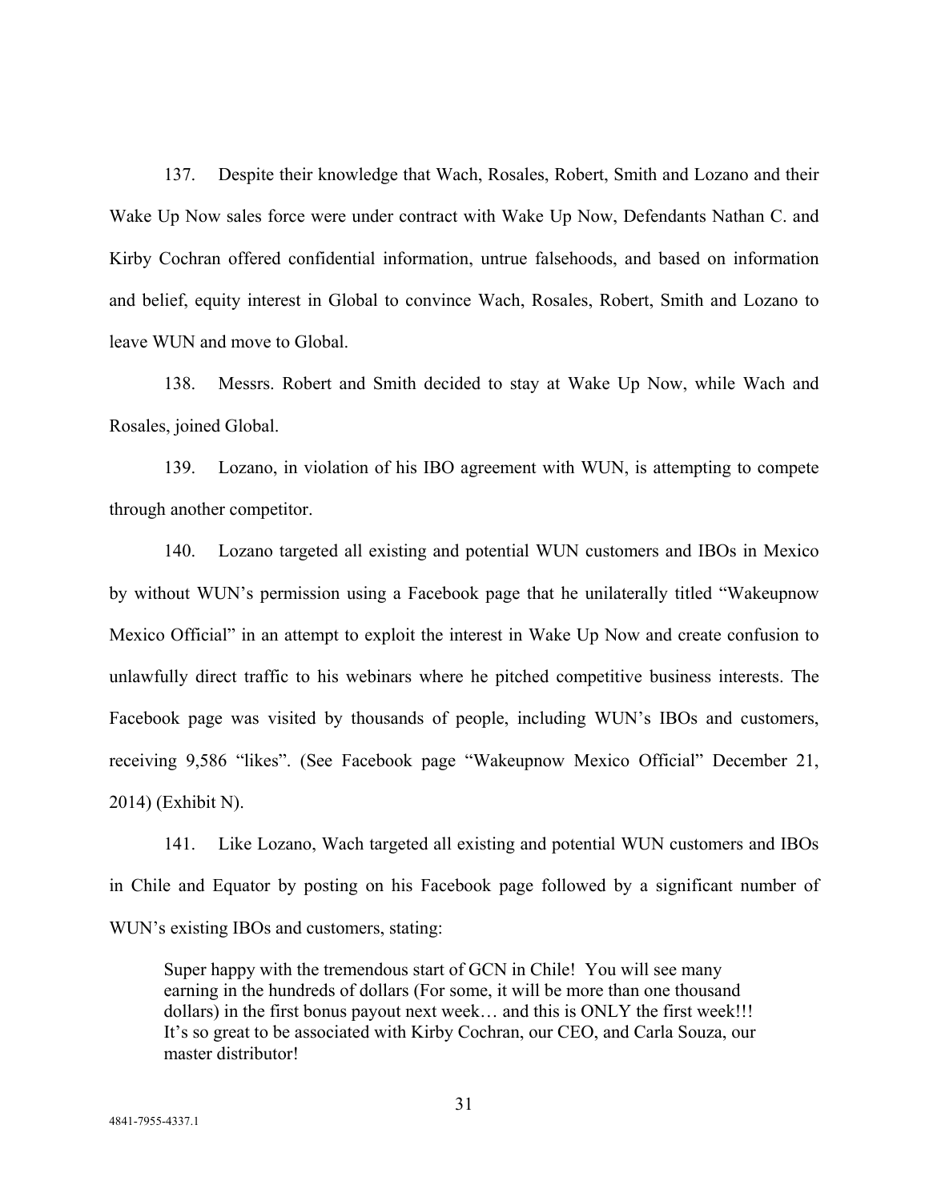137. Despite their knowledge that Wach, Rosales, Robert, Smith and Lozano and their Wake Up Now sales force were under contract with Wake Up Now, Defendants Nathan C. and Kirby Cochran offered confidential information, untrue falsehoods, and based on information and belief, equity interest in Global to convince Wach, Rosales, Robert, Smith and Lozano to leave WUN and move to Global.

138. Messrs. Robert and Smith decided to stay at Wake Up Now, while Wach and Rosales, joined Global.

139. Lozano, in violation of his IBO agreement with WUN, is attempting to compete through another competitor.

140. Lozano targeted all existing and potential WUN customers and IBOs in Mexico by without WUN's permission using a Facebook page that he unilaterally titled "Wakeupnow Mexico Official" in an attempt to exploit the interest in Wake Up Now and create confusion to unlawfully direct traffic to his webinars where he pitched competitive business interests. The Facebook page was visited by thousands of people, including WUN's IBOs and customers, receiving 9,586 "likes". (See Facebook page "Wakeupnow Mexico Official" December 21, 2014) (Exhibit N).

141. Like Lozano, Wach targeted all existing and potential WUN customers and IBOs in Chile and Equator by posting on his Facebook page followed by a significant number of WUN's existing IBOs and customers, stating:

> Super happy with the tremendous start of GCN in Chile! You will see many earning in the hundreds of dollars (For some, it will be more than one thousand dollars) in the first bonus payout next week… and this is ONLY the first week!!! It's so great to be associated with Kirby Cochran, our CEO, and Carla Souza, our master distributor!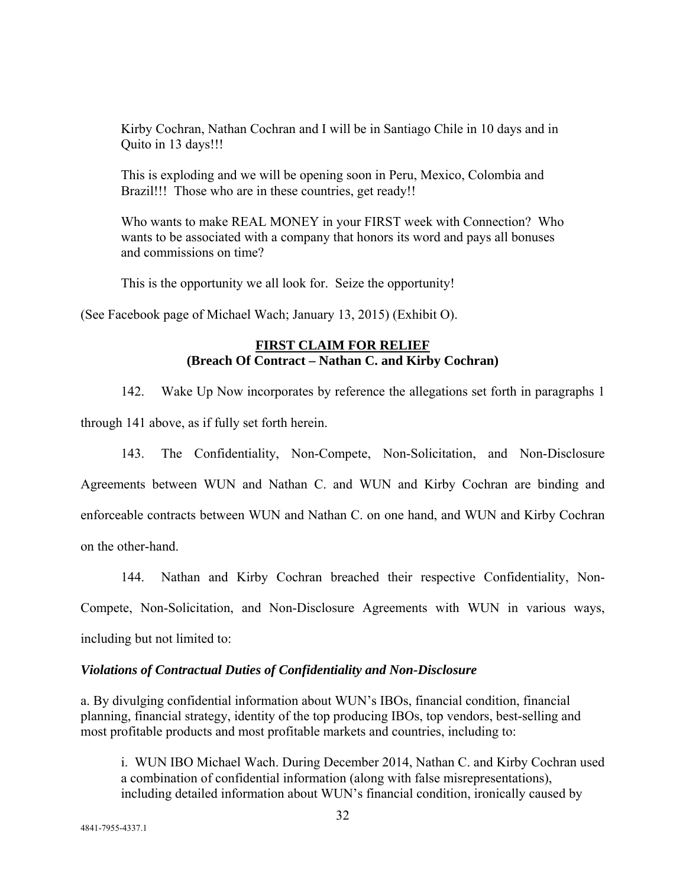Kirby Cochran, Nathan Cochran and I will be in Santiago Chile in 10 days and in Quito in 13 days!!!

This is exploding and we will be opening soon in Peru, Mexico, Colombia and Brazil!!! Those who are in these countries, get ready!!

Who wants to make REAL MONEY in your FIRST week with Connection? Who wants to be associated with a company that honors its word and pays all bonuses and commissions on time?

This is the opportunity we all look for. Seize the opportunity!

(See Facebook page of Michael Wach; January 13, 2015) (Exhibit O).

**FIRST CLAIM FOR RELIEF**
**(Breach Of Contract – Nathan C. and Kirby Cochran)**

142. Wake Up Now incorporates by reference the allegations set forth in paragraphs 1 through 141 above, as if fully set forth herein.

143. The Confidentiality, Non-Compete, Non-Solicitation, and Non-Disclosure Agreements between WUN and Nathan C. and WUN and Kirby Cochran are binding and enforceable contracts between WUN and Nathan C. on one hand, and WUN and Kirby Cochran on the other-hand.

144. Nathan and Kirby Cochran breached their respective Confidentiality, Non-Compete, Non-Solicitation, and Non-Disclosure Agreements with WUN in various ways, including but not limited to:

***Violations of Contractual Duties of Confidentiality and Non-Disclosure***

a. By divulging confidential information about WUN's IBOs, financial condition, financial planning, financial strategy, identity of the top producing IBOs, top vendors, best-selling and most profitable products and most profitable markets and countries, including to:

i. WUN IBO Michael Wach. During December 2014, Nathan C. and Kirby Cochran used a combination of confidential information (along with false misrepresentations), including detailed information about WUN's financial condition, ironically caused by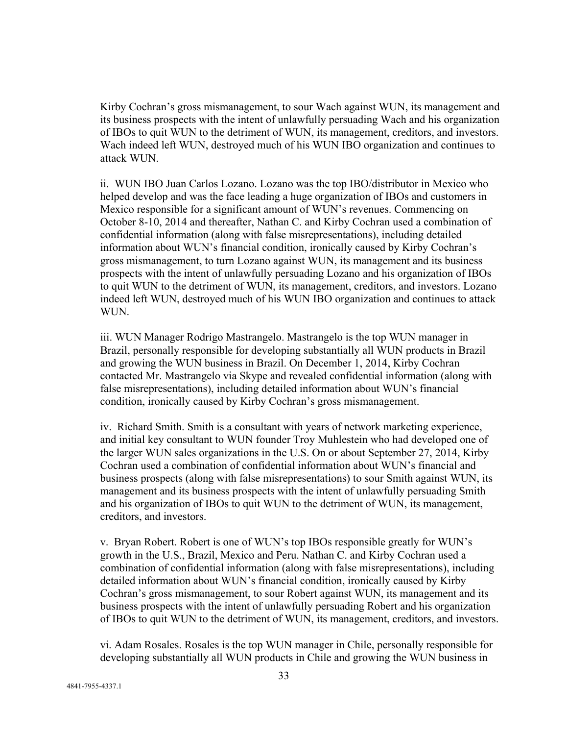Kirby Cochran's gross mismanagement, to sour Wach against WUN, its management and its business prospects with the intent of unlawfully persuading Wach and his organization of IBOs to quit WUN to the detriment of WUN, its management, creditors, and investors. Wach indeed left WUN, destroyed much of his WUN IBO organization and continues to attack WUN.

ii. WUN IBO Juan Carlos Lozano. Lozano was the top IBO/distributor in Mexico who helped develop and was the face leading a huge organization of IBOs and customers in Mexico responsible for a significant amount of WUN's revenues. Commencing on October 8-10, 2014 and thereafter, Nathan C. and Kirby Cochran used a combination of confidential information (along with false misrepresentations), including detailed information about WUN's financial condition, ironically caused by Kirby Cochran's gross mismanagement, to turn Lozano against WUN, its management and its business prospects with the intent of unlawfully persuading Lozano and his organization of IBOs to quit WUN to the detriment of WUN, its management, creditors, and investors. Lozano indeed left WUN, destroyed much of his WUN IBO organization and continues to attack WUN.

iii. WUN Manager Rodrigo Mastrangelo. Mastrangelo is the top WUN manager in Brazil, personally responsible for developing substantially all WUN products in Brazil and growing the WUN business in Brazil. On December 1, 2014, Kirby Cochran contacted Mr. Mastrangelo via Skype and revealed confidential information (along with false misrepresentations), including detailed information about WUN's financial condition, ironically caused by Kirby Cochran's gross mismanagement.

iv. Richard Smith. Smith is a consultant with years of network marketing experience, and initial key consultant to WUN founder Troy Muhlestein who had developed one of the larger WUN sales organizations in the U.S. On or about September 27, 2014, Kirby Cochran used a combination of confidential information about WUN's financial and business prospects (along with false misrepresentations) to sour Smith against WUN, its management and its business prospects with the intent of unlawfully persuading Smith and his organization of IBOs to quit WUN to the detriment of WUN, its management, creditors, and investors.

v. Bryan Robert. Robert is one of WUN's top IBOs responsible greatly for WUN's growth in the U.S., Brazil, Mexico and Peru. Nathan C. and Kirby Cochran used a combination of confidential information (along with false misrepresentations), including detailed information about WUN's financial condition, ironically caused by Kirby Cochran's gross mismanagement, to sour Robert against WUN, its management and its business prospects with the intent of unlawfully persuading Robert and his organization of IBOs to quit WUN to the detriment of WUN, its management, creditors, and investors.

vi. Adam Rosales. Rosales is the top WUN manager in Chile, personally responsible for developing substantially all WUN products in Chile and growing the WUN business in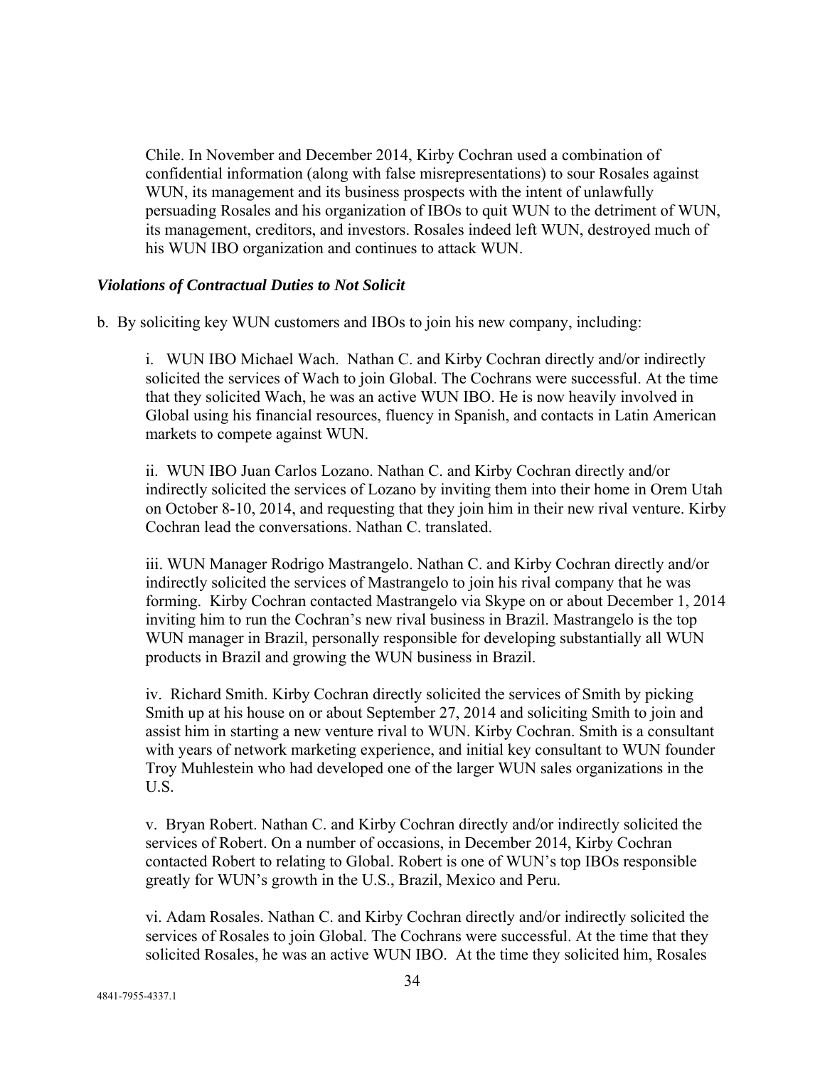Chile. In November and December 2014, Kirby Cochran used a combination of confidential information (along with false misrepresentations) to sour Rosales against WUN, its management and its business prospects with the intent of unlawfully persuading Rosales and his organization of IBOs to quit WUN to the detriment of WUN, its management, creditors, and investors. Rosales indeed left WUN, destroyed much of his WUN IBO organization and continues to attack WUN.

***Violations of Contractual Duties to Not Solicit***

b. By soliciting key WUN customers and IBOs to join his new company, including:

i. WUN IBO Michael Wach. Nathan C. and Kirby Cochran directly and/or indirectly solicited the services of Wach to join Global. The Cochrans were successful. At the time that they solicited Wach, he was an active WUN IBO. He is now heavily involved in Global using his financial resources, fluency in Spanish, and contacts in Latin American markets to compete against WUN.

ii. WUN IBO Juan Carlos Lozano. Nathan C. and Kirby Cochran directly and/or indirectly solicited the services of Lozano by inviting them into their home in Orem Utah on October 8-10, 2014, and requesting that they join him in their new rival venture. Kirby Cochran lead the conversations. Nathan C. translated.

iii. WUN Manager Rodrigo Mastrangelo. Nathan C. and Kirby Cochran directly and/or indirectly solicited the services of Mastrangelo to join his rival company that he was forming. Kirby Cochran contacted Mastrangelo via Skype on or about December 1, 2014 inviting him to run the Cochran's new rival business in Brazil. Mastrangelo is the top WUN manager in Brazil, personally responsible for developing substantially all WUN products in Brazil and growing the WUN business in Brazil.

iv. Richard Smith. Kirby Cochran directly solicited the services of Smith by picking Smith up at his house on or about September 27, 2014 and soliciting Smith to join and assist him in starting a new venture rival to WUN. Kirby Cochran. Smith is a consultant with years of network marketing experience, and initial key consultant to WUN founder Troy Muhlestein who had developed one of the larger WUN sales organizations in the U.S.

v. Bryan Robert. Nathan C. and Kirby Cochran directly and/or indirectly solicited the services of Robert. On a number of occasions, in December 2014, Kirby Cochran contacted Robert to relating to Global. Robert is one of WUN's top IBOs responsible greatly for WUN's growth in the U.S., Brazil, Mexico and Peru.

vi. Adam Rosales. Nathan C. and Kirby Cochran directly and/or indirectly solicited the services of Rosales to join Global. The Cochrans were successful. At the time that they solicited Rosales, he was an active WUN IBO. At the time they solicited him, Rosales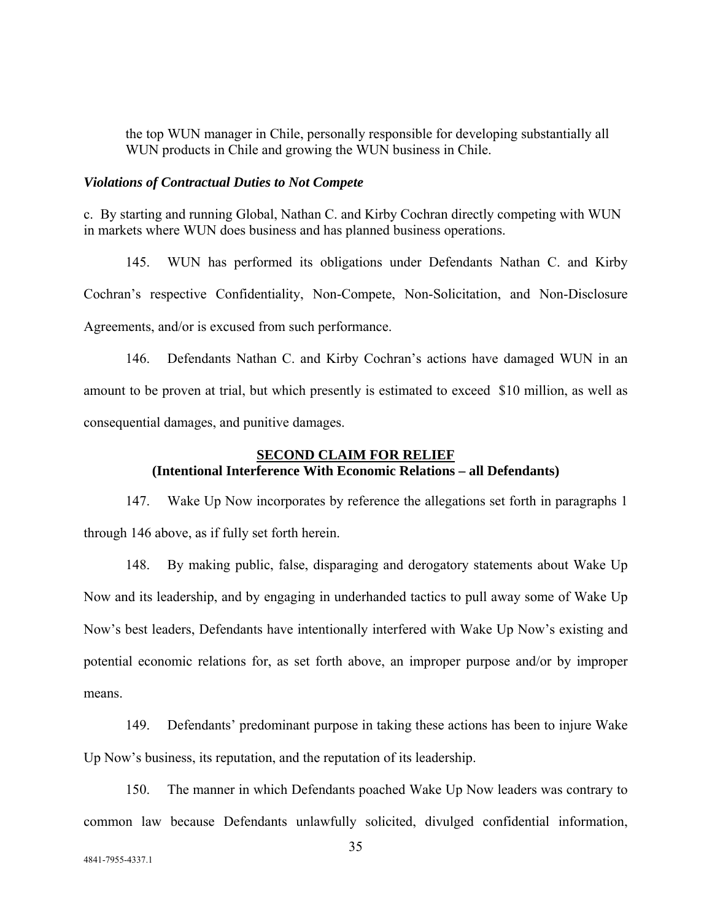the top WUN manager in Chile, personally responsible for developing substantially all WUN products in Chile and growing the WUN business in Chile.

***Violations of Contractual Duties to Not Compete***

c. By starting and running Global, Nathan C. and Kirby Cochran directly competing with WUN in markets where WUN does business and has planned business operations.

145. WUN has performed its obligations under Defendants Nathan C. and Kirby Cochran's respective Confidentiality, Non-Compete, Non-Solicitation, and Non-Disclosure Agreements, and/or is excused from such performance.

146. Defendants Nathan C. and Kirby Cochran's actions have damaged WUN in an amount to be proven at trial, but which presently is estimated to exceed $10 million, as well as consequential damages, and punitive damages.

## SECOND CLAIM FOR RELIEF
**(Intentional Interference With Economic Relations – all Defendants)**

147. Wake Up Now incorporates by reference the allegations set forth in paragraphs 1 through 146 above, as if fully set forth herein.

148. By making public, false, disparaging and derogatory statements about Wake Up Now and its leadership, and by engaging in underhanded tactics to pull away some of Wake Up Now's best leaders, Defendants have intentionally interfered with Wake Up Now's existing and potential economic relations for, as set forth above, an improper purpose and/or by improper means.

149. Defendants' predominant purpose in taking these actions has been to injure Wake Up Now's business, its reputation, and the reputation of its leadership.

150. The manner in which Defendants poached Wake Up Now leaders was contrary to common law because Defendants unlawfully solicited, divulged confidential information,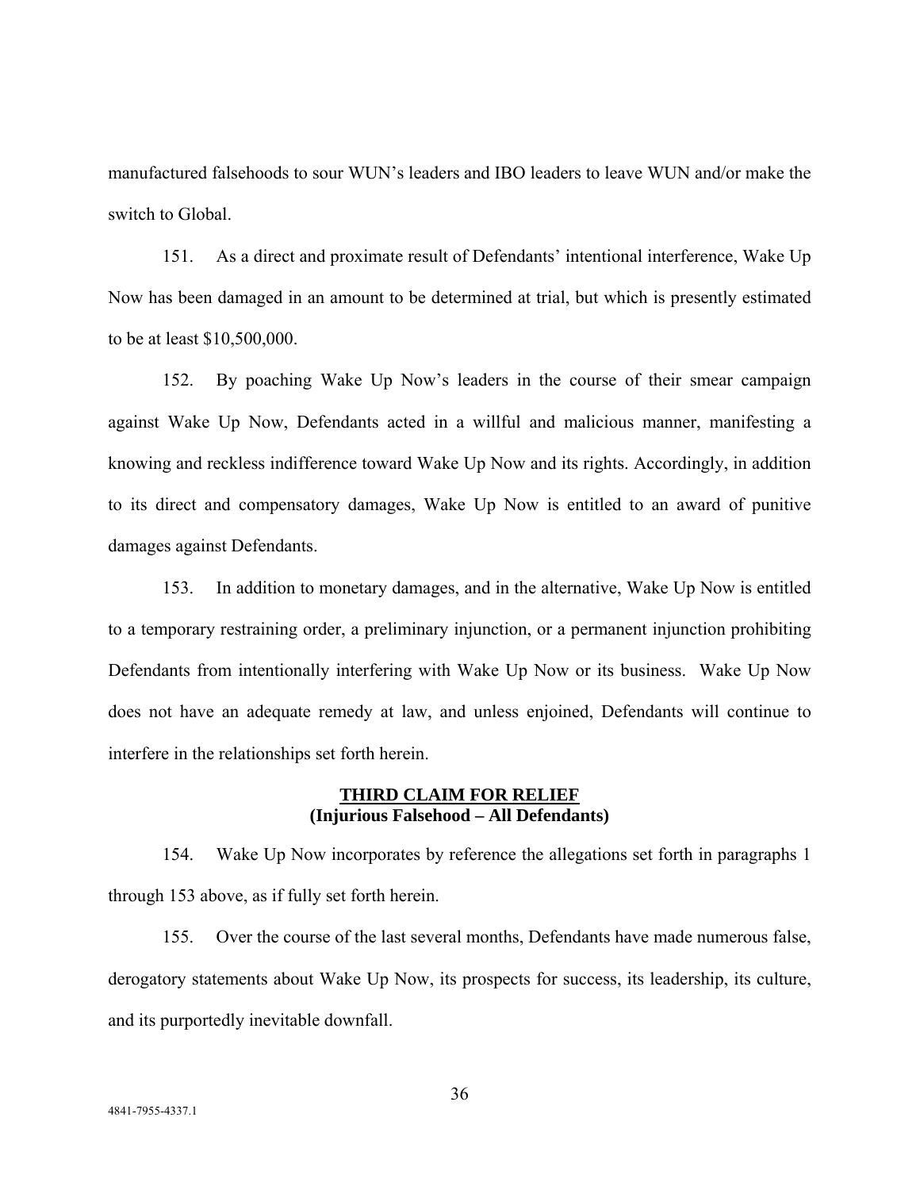manufactured falsehoods to sour WUN's leaders and IBO leaders to leave WUN and/or make the switch to Global.

151. As a direct and proximate result of Defendants' intentional interference, Wake Up Now has been damaged in an amount to be determined at trial, but which is presently estimated to be at least $10,500,000.

152. By poaching Wake Up Now's leaders in the course of their smear campaign against Wake Up Now, Defendants acted in a willful and malicious manner, manifesting a knowing and reckless indifference toward Wake Up Now and its rights. Accordingly, in addition to its direct and compensatory damages, Wake Up Now is entitled to an award of punitive damages against Defendants.

153. In addition to monetary damages, and in the alternative, Wake Up Now is entitled to a temporary restraining order, a preliminary injunction, or a permanent injunction prohibiting Defendants from intentionally interfering with Wake Up Now or its business. Wake Up Now does not have an adequate remedy at law, and unless enjoined, Defendants will continue to interfere in the relationships set forth herein.

## THIRD CLAIM FOR RELIEF
**(Injurious Falsehood – All Defendants)**

154. Wake Up Now incorporates by reference the allegations set forth in paragraphs 1 through 153 above, as if fully set forth herein.

155. Over the course of the last several months, Defendants have made numerous false, derogatory statements about Wake Up Now, its prospects for success, its leadership, its culture, and its purportedly inevitable downfall.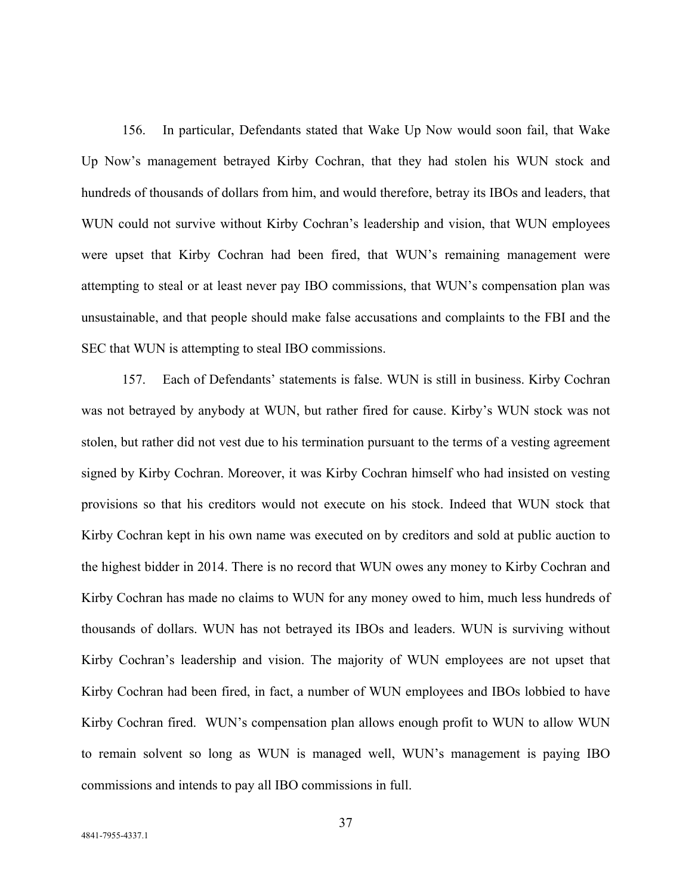156. In particular, Defendants stated that Wake Up Now would soon fail, that Wake Up Now's management betrayed Kirby Cochran, that they had stolen his WUN stock and hundreds of thousands of dollars from him, and would therefore, betray its IBOs and leaders, that WUN could not survive without Kirby Cochran's leadership and vision, that WUN employees were upset that Kirby Cochran had been fired, that WUN's remaining management were attempting to steal or at least never pay IBO commissions, that WUN's compensation plan was unsustainable, and that people should make false accusations and complaints to the FBI and the SEC that WUN is attempting to steal IBO commissions.

157. Each of Defendants' statements is false. WUN is still in business. Kirby Cochran was not betrayed by anybody at WUN, but rather fired for cause. Kirby's WUN stock was not stolen, but rather did not vest due to his termination pursuant to the terms of a vesting agreement signed by Kirby Cochran. Moreover, it was Kirby Cochran himself who had insisted on vesting provisions so that his creditors would not execute on his stock. Indeed that WUN stock that Kirby Cochran kept in his own name was executed on by creditors and sold at public auction to the highest bidder in 2014. There is no record that WUN owes any money to Kirby Cochran and Kirby Cochran has made no claims to WUN for any money owed to him, much less hundreds of thousands of dollars. WUN has not betrayed its IBOs and leaders. WUN is surviving without Kirby Cochran's leadership and vision. The majority of WUN employees are not upset that Kirby Cochran had been fired, in fact, a number of WUN employees and IBOs lobbied to have Kirby Cochran fired. WUN's compensation plan allows enough profit to WUN to allow WUN to remain solvent so long as WUN is managed well, WUN's management is paying IBO commissions and intends to pay all IBO commissions in full.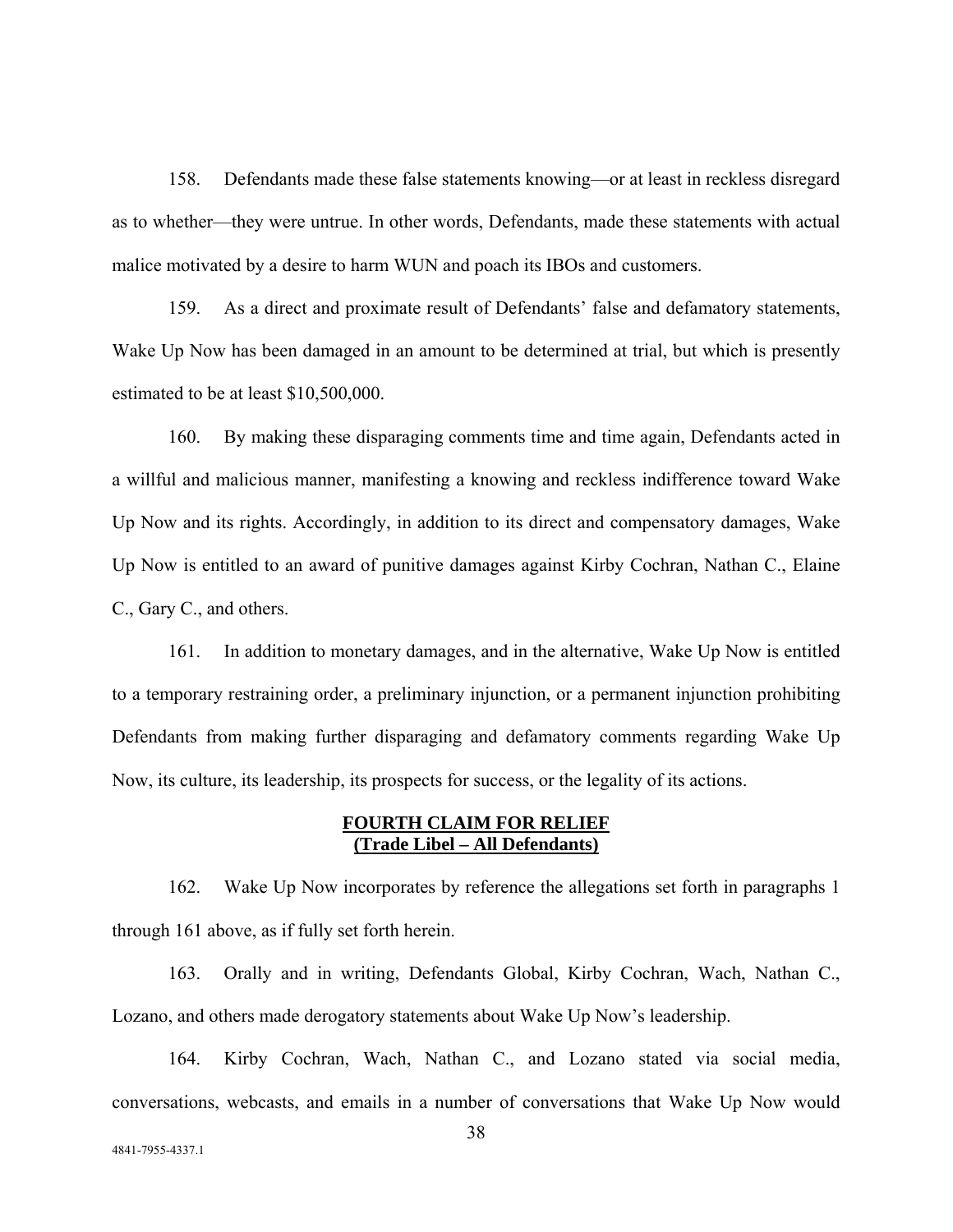158. Defendants made these false statements knowing—or at least in reckless disregard as to whether—they were untrue. In other words, Defendants, made these statements with actual malice motivated by a desire to harm WUN and poach its IBOs and customers.

159. As a direct and proximate result of Defendants' false and defamatory statements, Wake Up Now has been damaged in an amount to be determined at trial, but which is presently estimated to be at least $10,500,000.

160. By making these disparaging comments time and time again, Defendants acted in a willful and malicious manner, manifesting a knowing and reckless indifference toward Wake Up Now and its rights. Accordingly, in addition to its direct and compensatory damages, Wake Up Now is entitled to an award of punitive damages against Kirby Cochran, Nathan C., Elaine C., Gary C., and others.

161. In addition to monetary damages, and in the alternative, Wake Up Now is entitled to a temporary restraining order, a preliminary injunction, or a permanent injunction prohibiting Defendants from making further disparaging and defamatory comments regarding Wake Up Now, its culture, its leadership, its prospects for success, or the legality of its actions.

## FOURTH CLAIM FOR RELIEF
## (Trade Libel – All Defendants)

162. Wake Up Now incorporates by reference the allegations set forth in paragraphs 1 through 161 above, as if fully set forth herein.

163. Orally and in writing, Defendants Global, Kirby Cochran, Wach, Nathan C., Lozano, and others made derogatory statements about Wake Up Now's leadership.

164. Kirby Cochran, Wach, Nathan C., and Lozano stated via social media, conversations, webcasts, and emails in a number of conversations that Wake Up Now would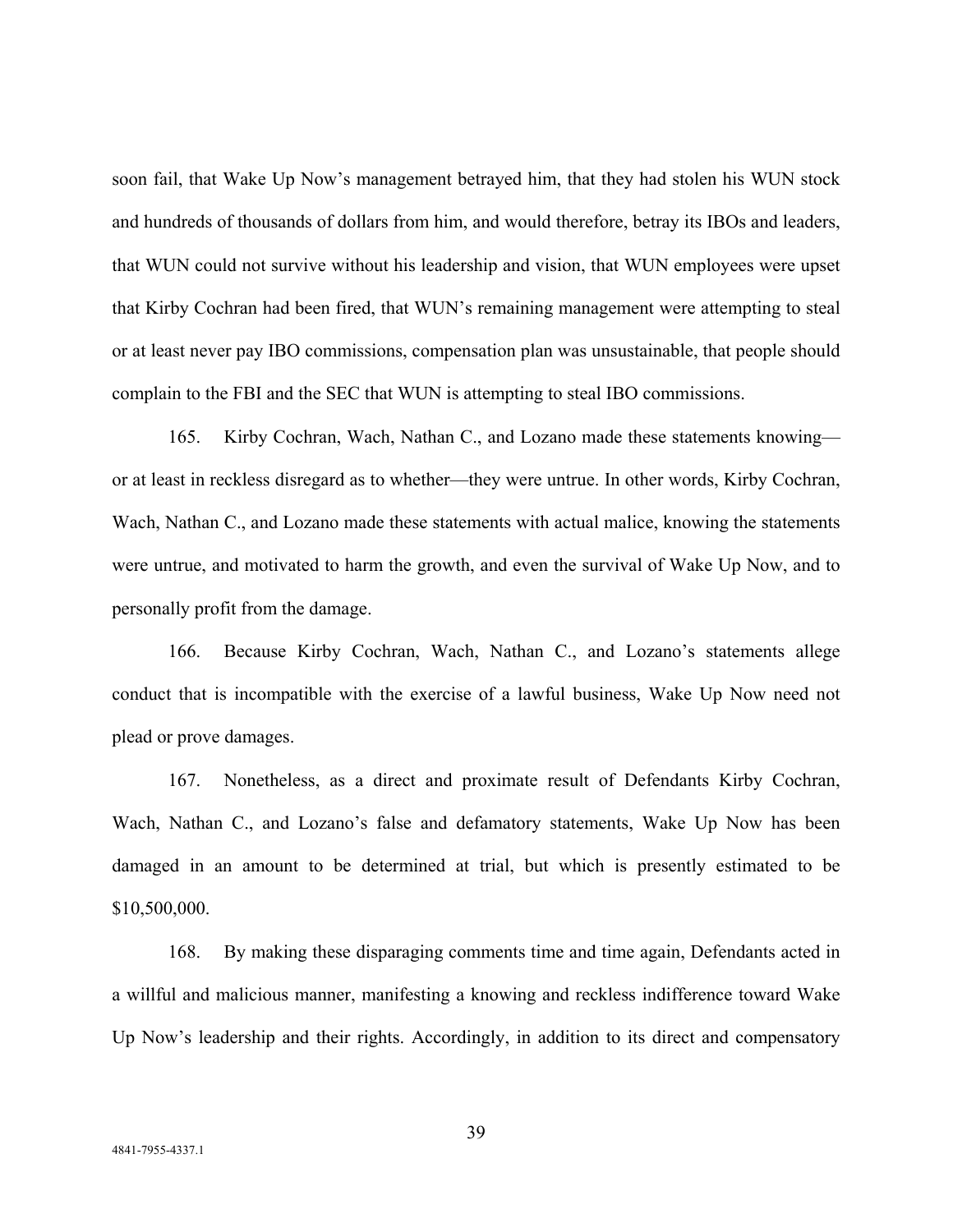soon fail, that Wake Up Now's management betrayed him, that they had stolen his WUN stock and hundreds of thousands of dollars from him, and would therefore, betray its IBOs and leaders, that WUN could not survive without his leadership and vision, that WUN employees were upset that Kirby Cochran had been fired, that WUN's remaining management were attempting to steal or at least never pay IBO commissions, compensation plan was unsustainable, that people should complain to the FBI and the SEC that WUN is attempting to steal IBO commissions.

165. Kirby Cochran, Wach, Nathan C., and Lozano made these statements knowing—or at least in reckless disregard as to whether—they were untrue. In other words, Kirby Cochran, Wach, Nathan C., and Lozano made these statements with actual malice, knowing the statements were untrue, and motivated to harm the growth, and even the survival of Wake Up Now, and to personally profit from the damage.

166. Because Kirby Cochran, Wach, Nathan C., and Lozano's statements allege conduct that is incompatible with the exercise of a lawful business, Wake Up Now need not plead or prove damages.

167. Nonetheless, as a direct and proximate result of Defendants Kirby Cochran, Wach, Nathan C., and Lozano's false and defamatory statements, Wake Up Now has been damaged in an amount to be determined at trial, but which is presently estimated to be $10,500,000.

168. By making these disparaging comments time and time again, Defendants acted in a willful and malicious manner, manifesting a knowing and reckless indifference toward Wake Up Now's leadership and their rights. Accordingly, in addition to its direct and compensatory

4841-7955-4337.1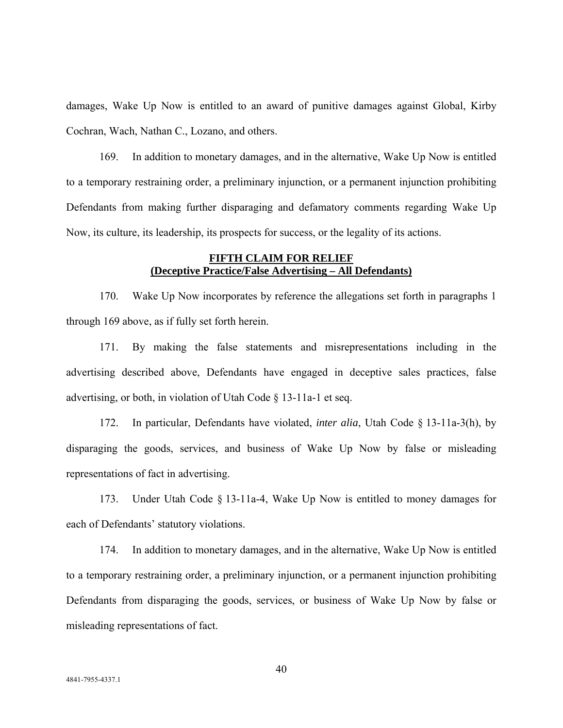damages, Wake Up Now is entitled to an award of punitive damages against Global, Kirby Cochran, Wach, Nathan C., Lozano, and others.

169. In addition to monetary damages, and in the alternative, Wake Up Now is entitled to a temporary restraining order, a preliminary injunction, or a permanent injunction prohibiting Defendants from making further disparaging and defamatory comments regarding Wake Up Now, its culture, its leadership, its prospects for success, or the legality of its actions.

## FIFTH CLAIM FOR RELIEF
## (Deceptive Practice/False Advertising – All Defendants)

170. Wake Up Now incorporates by reference the allegations set forth in paragraphs 1 through 169 above, as if fully set forth herein.

171. By making the false statements and misrepresentations including in the advertising described above, Defendants have engaged in deceptive sales practices, false advertising, or both, in violation of Utah Code § 13-11a-1 et seq.

172. In particular, Defendants have violated, *inter alia*, Utah Code § 13-11a-3(h), by disparaging the goods, services, and business of Wake Up Now by false or misleading representations of fact in advertising.

173. Under Utah Code § 13-11a-4, Wake Up Now is entitled to money damages for each of Defendants' statutory violations.

174. In addition to monetary damages, and in the alternative, Wake Up Now is entitled to a temporary restraining order, a preliminary injunction, or a permanent injunction prohibiting Defendants from disparaging the goods, services, or business of Wake Up Now by false or misleading representations of fact.

4841-7955-4337.1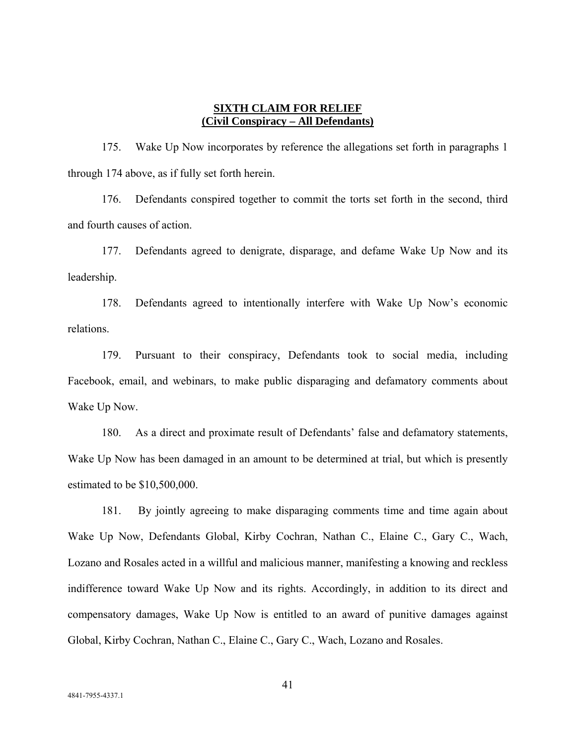**SIXTH CLAIM FOR RELIEF**
**(Civil Conspiracy – All Defendants)**

175. Wake Up Now incorporates by reference the allegations set forth in paragraphs 1 through 174 above, as if fully set forth herein.

176. Defendants conspired together to commit the torts set forth in the second, third and fourth causes of action.

177. Defendants agreed to denigrate, disparage, and defame Wake Up Now and its leadership.

178. Defendants agreed to intentionally interfere with Wake Up Now's economic relations.

179. Pursuant to their conspiracy, Defendants took to social media, including Facebook, email, and webinars, to make public disparaging and defamatory comments about Wake Up Now.

180. As a direct and proximate result of Defendants' false and defamatory statements, Wake Up Now has been damaged in an amount to be determined at trial, but which is presently estimated to be $10,500,000.

181. By jointly agreeing to make disparaging comments time and time again about Wake Up Now, Defendants Global, Kirby Cochran, Nathan C., Elaine C., Gary C., Wach, Lozano and Rosales acted in a willful and malicious manner, manifesting a knowing and reckless indifference toward Wake Up Now and its rights. Accordingly, in addition to its direct and compensatory damages, Wake Up Now is entitled to an award of punitive damages against Global, Kirby Cochran, Nathan C., Elaine C., Gary C., Wach, Lozano and Rosales.

4841-7955-4337.1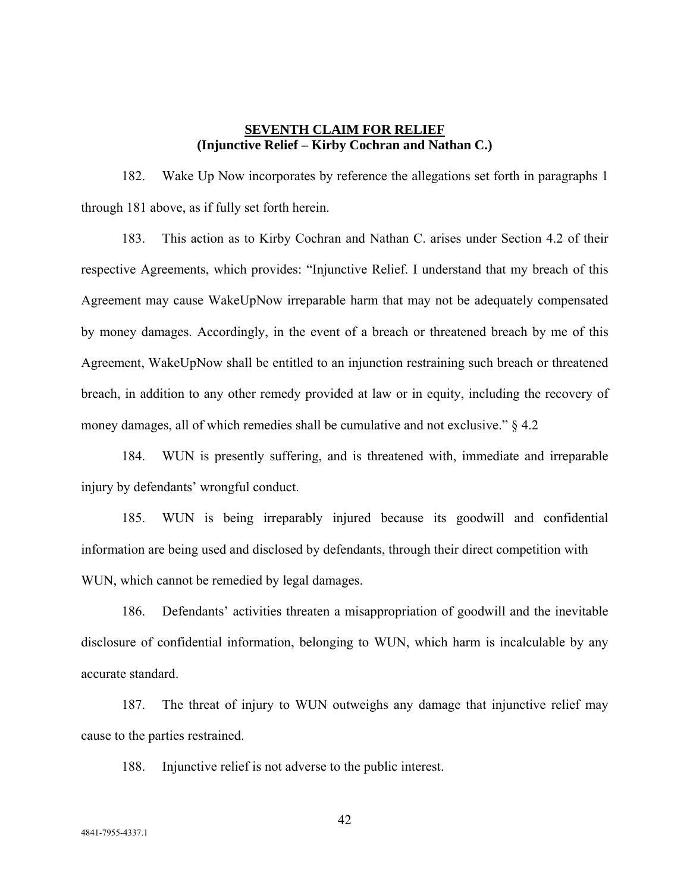**SEVENTH CLAIM FOR RELIEF**
**(Injunctive Relief – Kirby Cochran and Nathan C.)**

182. Wake Up Now incorporates by reference the allegations set forth in paragraphs 1 through 181 above, as if fully set forth herein.

183. This action as to Kirby Cochran and Nathan C. arises under Section 4.2 of their respective Agreements, which provides: "Injunctive Relief. I understand that my breach of this Agreement may cause WakeUpNow irreparable harm that may not be adequately compensated by money damages. Accordingly, in the event of a breach or threatened breach by me of this Agreement, WakeUpNow shall be entitled to an injunction restraining such breach or threatened breach, in addition to any other remedy provided at law or in equity, including the recovery of money damages, all of which remedies shall be cumulative and not exclusive." § 4.2

184. WUN is presently suffering, and is threatened with, immediate and irreparable injury by defendants' wrongful conduct.

185. WUN is being irreparably injured because its goodwill and confidential information are being used and disclosed by defendants, through their direct competition with WUN, which cannot be remedied by legal damages.

186. Defendants' activities threaten a misappropriation of goodwill and the inevitable disclosure of confidential information, belonging to WUN, which harm is incalculable by any accurate standard.

187. The threat of injury to WUN outweighs any damage that injunctive relief may cause to the parties restrained.

188. Injunctive relief is not adverse to the public interest.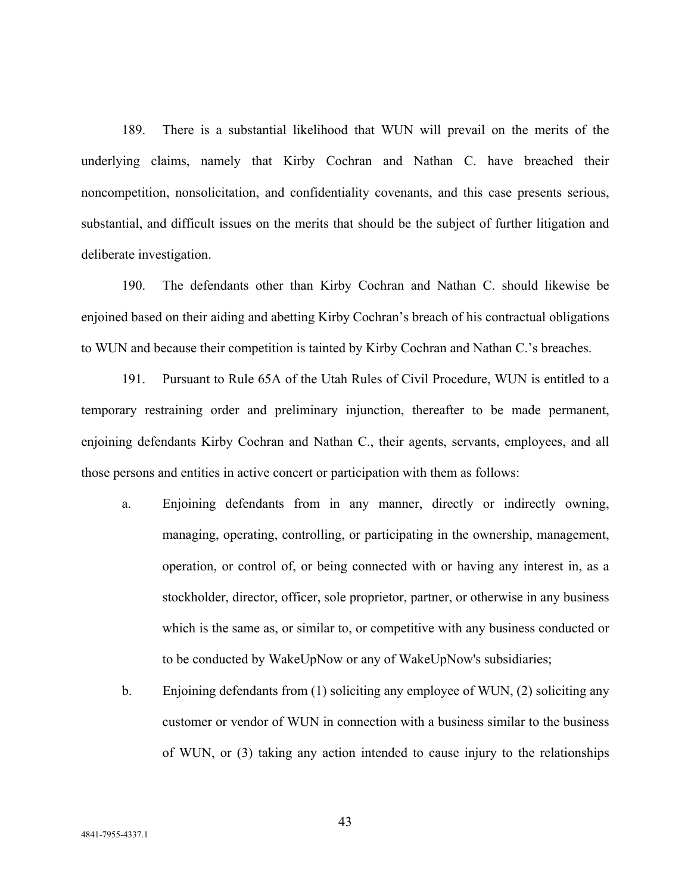189. There is a substantial likelihood that WUN will prevail on the merits of the underlying claims, namely that Kirby Cochran and Nathan C. have breached their noncompetition, nonsolicitation, and confidentiality covenants, and this case presents serious, substantial, and difficult issues on the merits that should be the subject of further litigation and deliberate investigation.

190. The defendants other than Kirby Cochran and Nathan C. should likewise be enjoined based on their aiding and abetting Kirby Cochran's breach of his contractual obligations to WUN and because their competition is tainted by Kirby Cochran and Nathan C.'s breaches.

191. Pursuant to Rule 65A of the Utah Rules of Civil Procedure, WUN is entitled to a temporary restraining order and preliminary injunction, thereafter to be made permanent, enjoining defendants Kirby Cochran and Nathan C., their agents, servants, employees, and all those persons and entities in active concert or participation with them as follows:

a. Enjoining defendants from in any manner, directly or indirectly owning, managing, operating, controlling, or participating in the ownership, management, operation, or control of, or being connected with or having any interest in, as a stockholder, director, officer, sole proprietor, partner, or otherwise in any business which is the same as, or similar to, or competitive with any business conducted or to be conducted by WakeUpNow or any of WakeUpNow's subsidiaries;

b. Enjoining defendants from (1) soliciting any employee of WUN, (2) soliciting any customer or vendor of WUN in connection with a business similar to the business of WUN, or (3) taking any action intended to cause injury to the relationships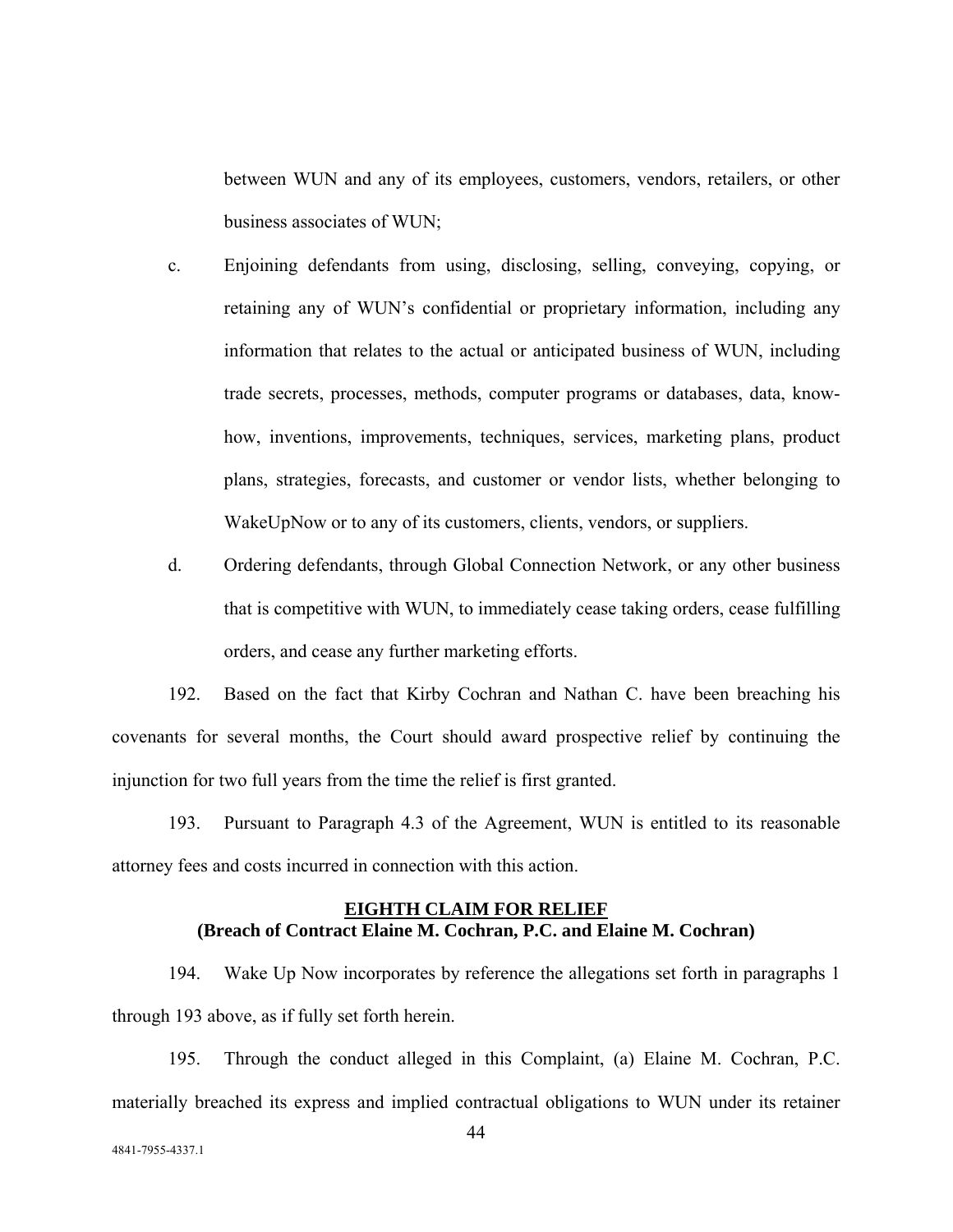between WUN and any of its employees, customers, vendors, retailers, or other business associates of WUN;

c. Enjoining defendants from using, disclosing, selling, conveying, copying, or retaining any of WUN's confidential or proprietary information, including any information that relates to the actual or anticipated business of WUN, including trade secrets, processes, methods, computer programs or databases, data, know-how, inventions, improvements, techniques, services, marketing plans, product plans, strategies, forecasts, and customer or vendor lists, whether belonging to WakeUpNow or to any of its customers, clients, vendors, or suppliers.

d. Ordering defendants, through Global Connection Network, or any other business that is competitive with WUN, to immediately cease taking orders, cease fulfilling orders, and cease any further marketing efforts.

192. Based on the fact that Kirby Cochran and Nathan C. have been breaching his covenants for several months, the Court should award prospective relief by continuing the injunction for two full years from the time the relief is first granted.

193. Pursuant to Paragraph 4.3 of the Agreement, WUN is entitled to its reasonable attorney fees and costs incurred in connection with this action.

## EIGHTH CLAIM FOR RELIEF
**(Breach of Contract Elaine M. Cochran, P.C. and Elaine M. Cochran)**

194. Wake Up Now incorporates by reference the allegations set forth in paragraphs 1 through 193 above, as if fully set forth herein.

195. Through the conduct alleged in this Complaint, (a) Elaine M. Cochran, P.C. materially breached its express and implied contractual obligations to WUN under its retainer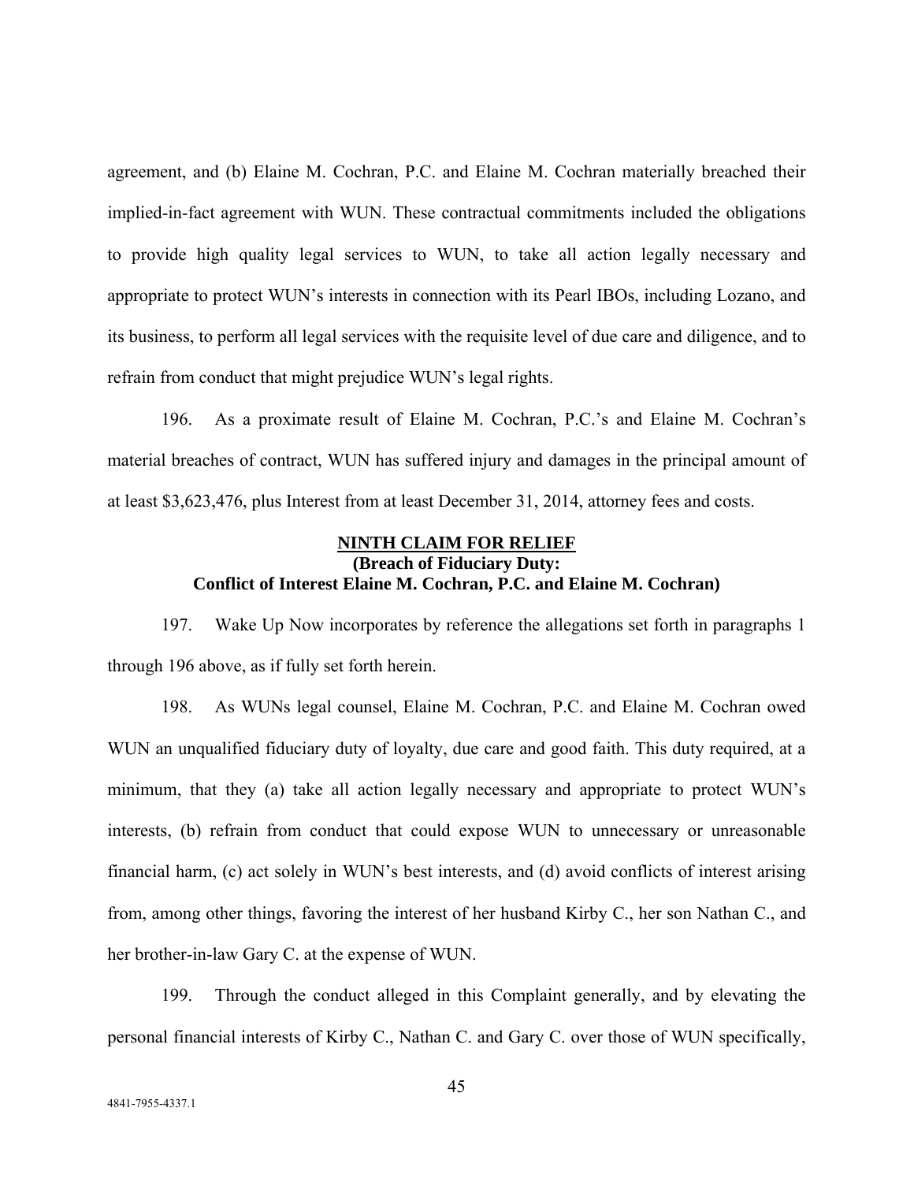agreement, and (b) Elaine M. Cochran, P.C. and Elaine M. Cochran materially breached their implied-in-fact agreement with WUN. These contractual commitments included the obligations to provide high quality legal services to WUN, to take all action legally necessary and appropriate to protect WUN's interests in connection with its Pearl IBOs, including Lozano, and its business, to perform all legal services with the requisite level of due care and diligence, and to refrain from conduct that might prejudice WUN's legal rights.

196. As a proximate result of Elaine M. Cochran, P.C.'s and Elaine M. Cochran's material breaches of contract, WUN has suffered injury and damages in the principal amount of at least $3,623,476, plus Interest from at least December 31, 2014, attorney fees and costs.

## NINTH CLAIM FOR RELIEF
### (Breach of Fiduciary Duty: Conflict of Interest Elaine M. Cochran, P.C. and Elaine M. Cochran)

197. Wake Up Now incorporates by reference the allegations set forth in paragraphs 1 through 196 above, as if fully set forth herein.

198. As WUNs legal counsel, Elaine M. Cochran, P.C. and Elaine M. Cochran owed WUN an unqualified fiduciary duty of loyalty, due care and good faith. This duty required, at a minimum, that they (a) take all action legally necessary and appropriate to protect WUN's interests, (b) refrain from conduct that could expose WUN to unnecessary or unreasonable financial harm, (c) act solely in WUN's best interests, and (d) avoid conflicts of interest arising from, among other things, favoring the interest of her husband Kirby C., her son Nathan C., and her brother-in-law Gary C. at the expense of WUN.

199. Through the conduct alleged in this Complaint generally, and by elevating the personal financial interests of Kirby C., Nathan C. and Gary C. over those of WUN specifically,

4841-7955-4337.1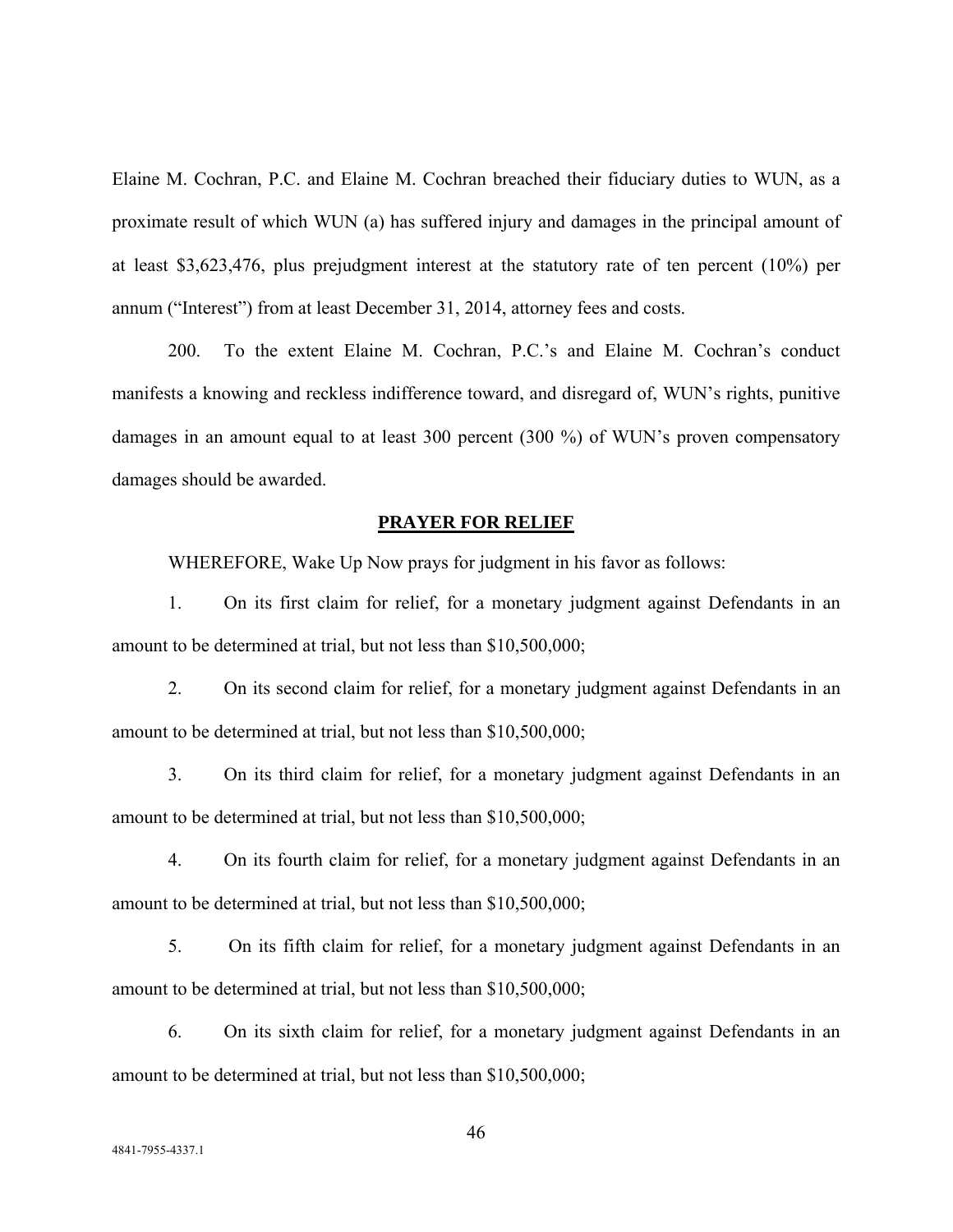Elaine M. Cochran, P.C. and Elaine M. Cochran breached their fiduciary duties to WUN, as a proximate result of which WUN (a) has suffered injury and damages in the principal amount of at least $3,623,476, plus prejudgment interest at the statutory rate of ten percent (10%) per annum ("Interest") from at least December 31, 2014, attorney fees and costs.

200. To the extent Elaine M. Cochran, P.C.'s and Elaine M. Cochran's conduct manifests a knowing and reckless indifference toward, and disregard of, WUN's rights, punitive damages in an amount equal to at least 300 percent (300 %) of WUN's proven compensatory damages should be awarded.

## PRAYER FOR RELIEF

WHEREFORE, Wake Up Now prays for judgment in his favor as follows:

1. On its first claim for relief, for a monetary judgment against Defendants in an amount to be determined at trial, but not less than $10,500,000;

2. On its second claim for relief, for a monetary judgment against Defendants in an amount to be determined at trial, but not less than $10,500,000;

3. On its third claim for relief, for a monetary judgment against Defendants in an amount to be determined at trial, but not less than $10,500,000;

4. On its fourth claim for relief, for a monetary judgment against Defendants in an amount to be determined at trial, but not less than $10,500,000;

5. On its fifth claim for relief, for a monetary judgment against Defendants in an amount to be determined at trial, but not less than $10,500,000;

6. On its sixth claim for relief, for a monetary judgment against Defendants in an amount to be determined at trial, but not less than $10,500,000;

4841-7955-4337.1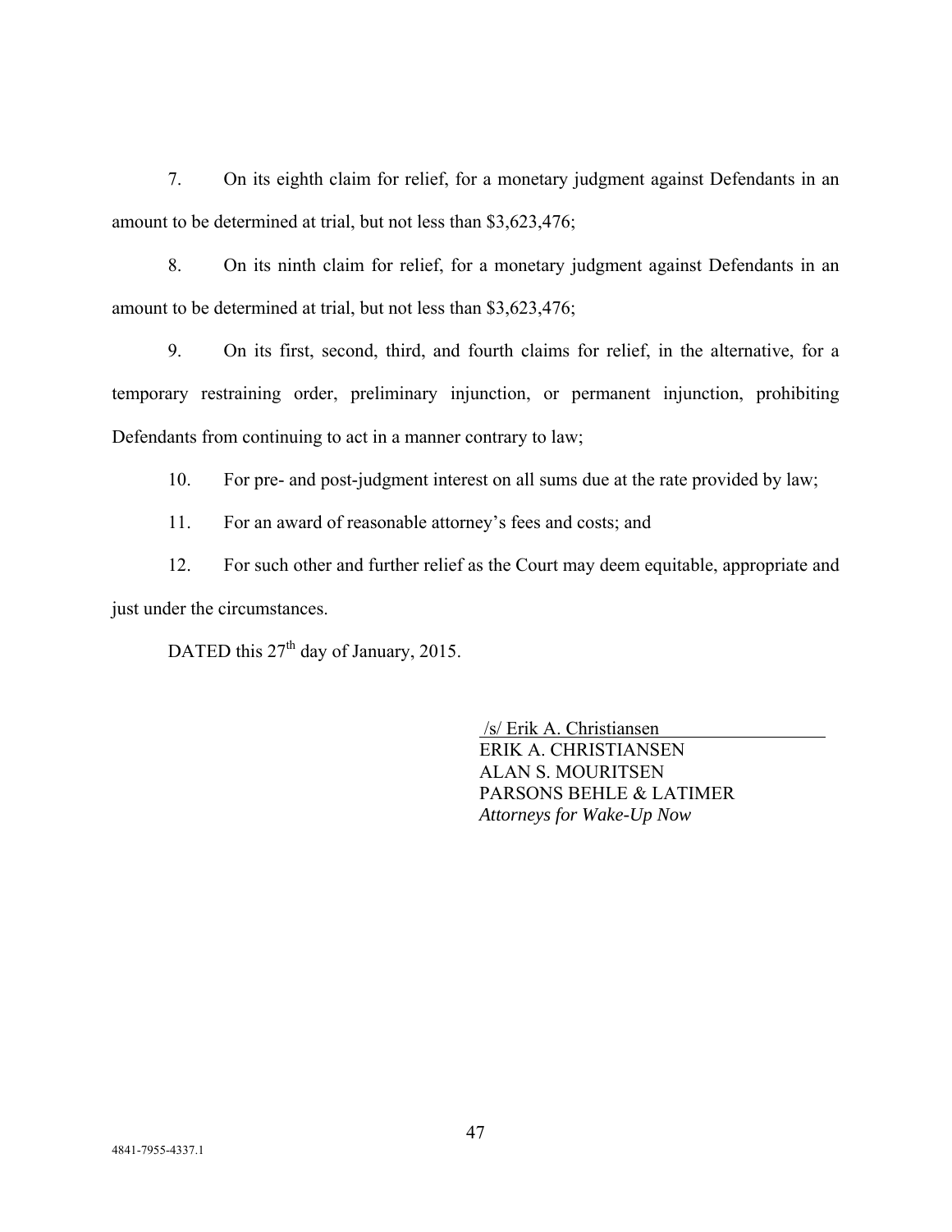7. On its eighth claim for relief, for a monetary judgment against Defendants in an amount to be determined at trial, but not less than $3,623,476;

8. On its ninth claim for relief, for a monetary judgment against Defendants in an amount to be determined at trial, but not less than $3,623,476;

9. On its first, second, third, and fourth claims for relief, in the alternative, for a temporary restraining order, preliminary injunction, or permanent injunction, prohibiting Defendants from continuing to act in a manner contrary to law;

10. For pre- and post-judgment interest on all sums due at the rate provided by law;

11. For an award of reasonable attorney's fees and costs; and

12. For such other and further relief as the Court may deem equitable, appropriate and just under the circumstances.

DATED this 27th day of January, 2015.

/s/ Erik A. Christiansen
ERIK A. CHRISTIANSEN
ALAN S. MOURITSEN
PARSONS BEHLE & LATIMER
*Attorneys for Wake-Up Now*

4841-7955-4337.1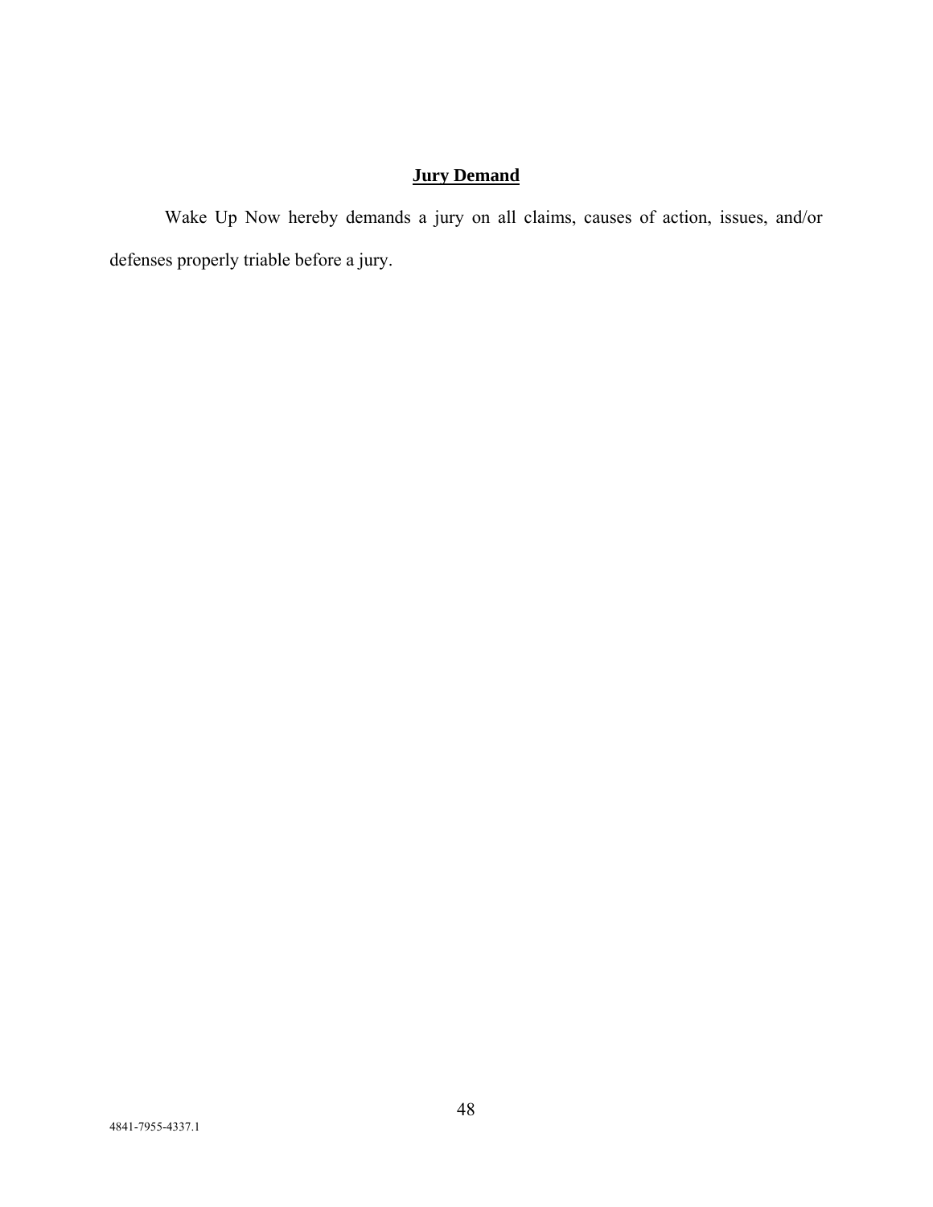**Jury Demand**

Wake Up Now hereby demands a jury on all claims, causes of action, issues, and/or defenses properly triable before a jury.

4841-7955-4337.1